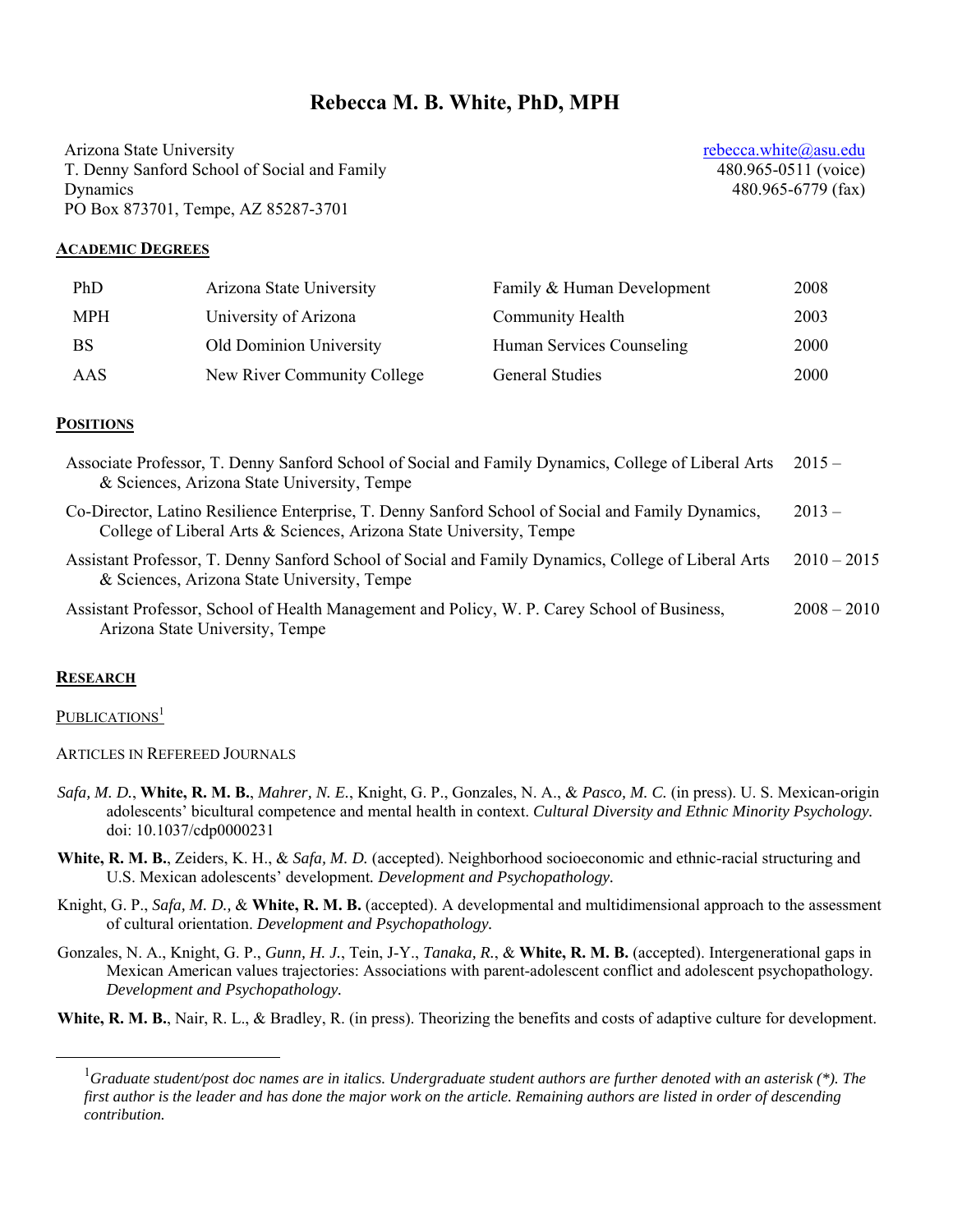# Rebecca M. B. White, PhD, MPH

Arizona State University
T. Denny Sanford School of Social and Family Dynamics
PO Box 873701, Tempe, AZ 85287-3701

rebecca.white@asu.edu
480.965-0511 (voice)
480.965-6779 (fax)

## ACADEMIC DEGREES

| | | | |
|---|---|---|---|
| PhD | Arizona State University | Family & Human Development | 2008 |
| MPH | University of Arizona | Community Health | 2003 |
| BS | Old Dominion University | Human Services Counseling | 2000 |
| AAS | New River Community College | General Studies | 2000 |

## POSITIONS

| | |
|---|---|
| Associate Professor, T. Denny Sanford School of Social and Family Dynamics, College of Liberal Arts & Sciences, Arizona State University, Tempe | 2015 – |
| Co-Director, Latino Resilience Enterprise, T. Denny Sanford School of Social and Family Dynamics, College of Liberal Arts & Sciences, Arizona State University, Tempe | 2013 – |
| Assistant Professor, T. Denny Sanford School of Social and Family Dynamics, College of Liberal Arts & Sciences, Arizona State University, Tempe | 2010 – 2015 |
| Assistant Professor, School of Health Management and Policy, W. P. Carey School of Business, Arizona State University, Tempe | 2008 – 2010 |

## RESEARCH

### PUBLICATIONS[1]

#### ARTICLES IN REFEREED JOURNALS

*Safa, M. D.*, **White, R. M. B.**, *Mahrer, N. E.*, Knight, G. P., Gonzales, N. A., & *Pasco, M. C.* (in press). U. S. Mexican-origin adolescents' bicultural competence and mental health in context. *Cultural Diversity and Ethnic Minority Psychology.* doi: 10.1037/cdp0000231

**White, R. M. B.**, Zeiders, K. H., & *Safa, M. D.* (accepted). Neighborhood socioeconomic and ethnic-racial structuring and U.S. Mexican adolescents' development. *Development and Psychopathology.*

Knight, G. P., *Safa, M. D.,* & **White, R. M. B.** (accepted). A developmental and multidimensional approach to the assessment of cultural orientation. *Development and Psychopathology.*

Gonzales, N. A., Knight, G. P., *Gunn, H. J.*, Tein, J-Y., *Tanaka, R.*, & **White, R. M. B.** (accepted). Intergenerational gaps in Mexican American values trajectories: Associations with parent-adolescent conflict and adolescent psychopathology. *Development and Psychopathology.*

**White, R. M. B.**, Nair, R. L., & Bradley, R. (in press). Theorizing the benefits and costs of adaptive culture for development.

---

[1] *Graduate student/post doc names are in italics. Undergraduate student authors are further denoted with an asterisk (*). The first author is the leader and has done the major work on the article. Remaining authors are listed in order of descending contribution.*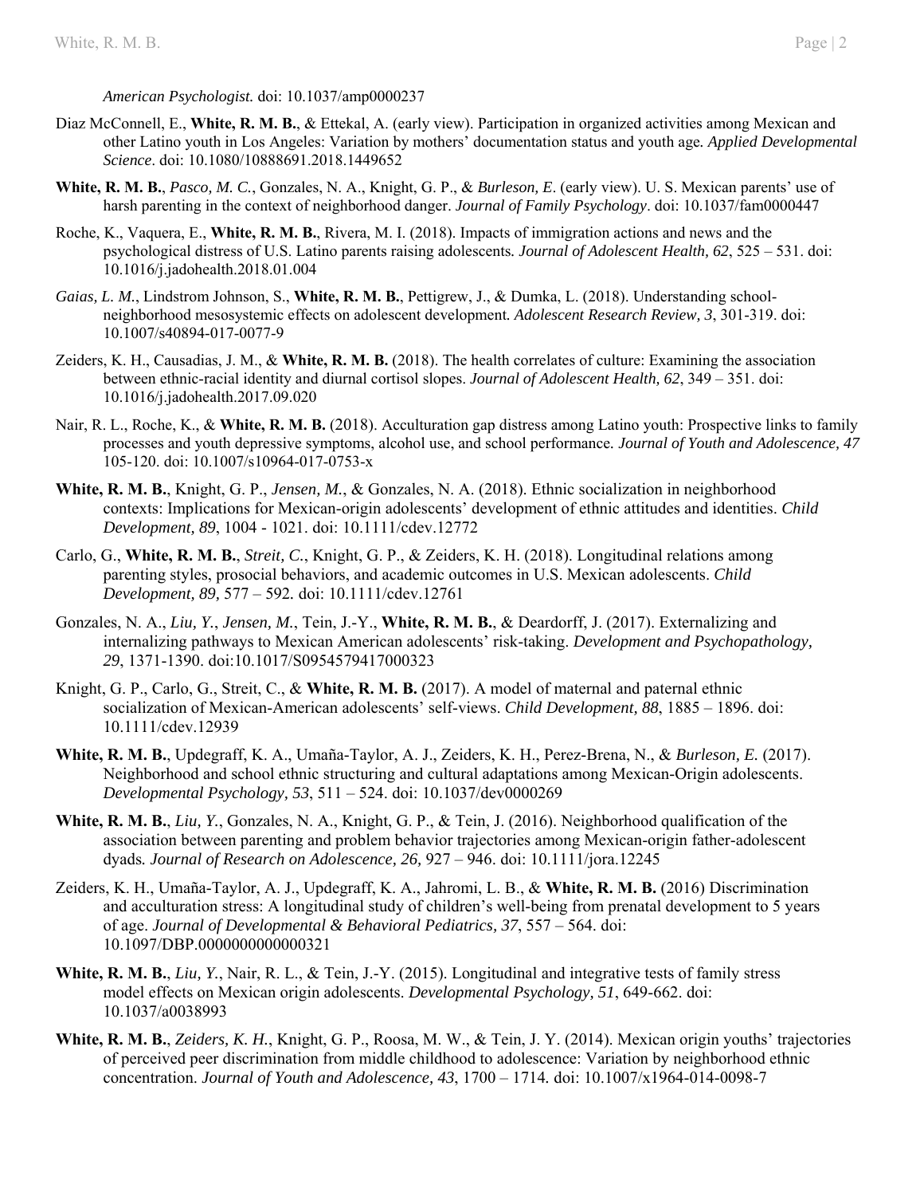*American Psychologist.* doi: 10.1037/amp0000237

Diaz McConnell, E., **White, R. M. B.**, & Ettekal, A. (early view). Participation in organized activities among Mexican and other Latino youth in Los Angeles: Variation by mothers' documentation status and youth age. *Applied Developmental Science*. doi: 10.1080/10888691.2018.1449652

**White, R. M. B.**, *Pasco, M. C.*, Gonzales, N. A., Knight, G. P., & *Burleson, E*. (early view). U. S. Mexican parents' use of harsh parenting in the context of neighborhood danger. *Journal of Family Psychology*. doi: 10.1037/fam0000447

Roche, K., Vaquera, E., **White, R. M. B.**, Rivera, M. I. (2018). Impacts of immigration actions and news and the psychological distress of U.S. Latino parents raising adolescents. *Journal of Adolescent Health, 62*, 525 – 531. doi: 10.1016/j.jadohealth.2018.01.004

*Gaias, L. M.*, Lindstrom Johnson, S., **White, R. M. B.**, Pettigrew, J., & Dumka, L. (2018). Understanding school-neighborhood mesosystemic effects on adolescent development. *Adolescent Research Review, 3*, 301-319. doi: 10.1007/s40894-017-0077-9

Zeiders, K. H., Causadias, J. M., & **White, R. M. B.** (2018). The health correlates of culture: Examining the association between ethnic-racial identity and diurnal cortisol slopes. *Journal of Adolescent Health, 62*, 349 – 351. doi: 10.1016/j.jadohealth.2017.09.020

Nair, R. L., Roche, K., & **White, R. M. B.** (2018). Acculturation gap distress among Latino youth: Prospective links to family processes and youth depressive symptoms, alcohol use, and school performance. *Journal of Youth and Adolescence, 47* 105-120. doi: 10.1007/s10964-017-0753-x

**White, R. M. B.**, Knight, G. P., *Jensen, M.*, & Gonzales, N. A. (2018). Ethnic socialization in neighborhood contexts: Implications for Mexican-origin adolescents' development of ethnic attitudes and identities. *Child Development, 89*, 1004 - 1021. doi: 10.1111/cdev.12772

Carlo, G., **White, R. M. B.**, *Streit, C.*, Knight, G. P., & Zeiders, K. H. (2018). Longitudinal relations among parenting styles, prosocial behaviors, and academic outcomes in U.S. Mexican adolescents. *Child Development, 89,* 577 – 592. doi: 10.1111/cdev.12761

Gonzales, N. A., *Liu, Y.*, *Jensen, M.*, Tein, J.-Y., **White, R. M. B.**, & Deardorff, J. (2017). Externalizing and internalizing pathways to Mexican American adolescents' risk-taking. *Development and Psychopathology, 29*, 1371-1390. doi:10.1017/S0954579417000323

Knight, G. P., Carlo, G., Streit, C., & **White, R. M. B.** (2017). A model of maternal and paternal ethnic socialization of Mexican-American adolescents' self-views. *Child Development, 88*, 1885 – 1896. doi: 10.1111/cdev.12939

**White, R. M. B.**, Updegraff, K. A., Umaña-Taylor, A. J., Zeiders, K. H., Perez-Brena, N., & *Burleson, E.* (2017). Neighborhood and school ethnic structuring and cultural adaptations among Mexican-Origin adolescents. *Developmental Psychology, 53*, 511 – 524. doi: 10.1037/dev0000269

**White, R. M. B.**, *Liu, Y.*, Gonzales, N. A., Knight, G. P., & Tein, J. (2016). Neighborhood qualification of the association between parenting and problem behavior trajectories among Mexican-origin father-adolescent dyads. *Journal of Research on Adolescence, 26,* 927 – 946. doi: 10.1111/jora.12245

Zeiders, K. H., Umaña-Taylor, A. J., Updegraff, K. A., Jahromi, L. B., & **White, R. M. B.** (2016) Discrimination and acculturation stress: A longitudinal study of children's well-being from prenatal development to 5 years of age. *Journal of Developmental & Behavioral Pediatrics, 37*, 557 – 564. doi: 10.1097/DBP.0000000000000321

**White, R. M. B.**, *Liu, Y.*, Nair, R. L., & Tein, J.-Y. (2015). Longitudinal and integrative tests of family stress model effects on Mexican origin adolescents. *Developmental Psychology, 51*, 649-662. doi: 10.1037/a0038993

**White, R. M. B.**, *Zeiders, K. H.*, Knight, G. P., Roosa, M. W., & Tein, J. Y. (2014). Mexican origin youths' trajectories of perceived peer discrimination from middle childhood to adolescence: Variation by neighborhood ethnic concentration. *Journal of Youth and Adolescence, 43*, 1700 – 1714. doi: 10.1007/x1964-014-0098-7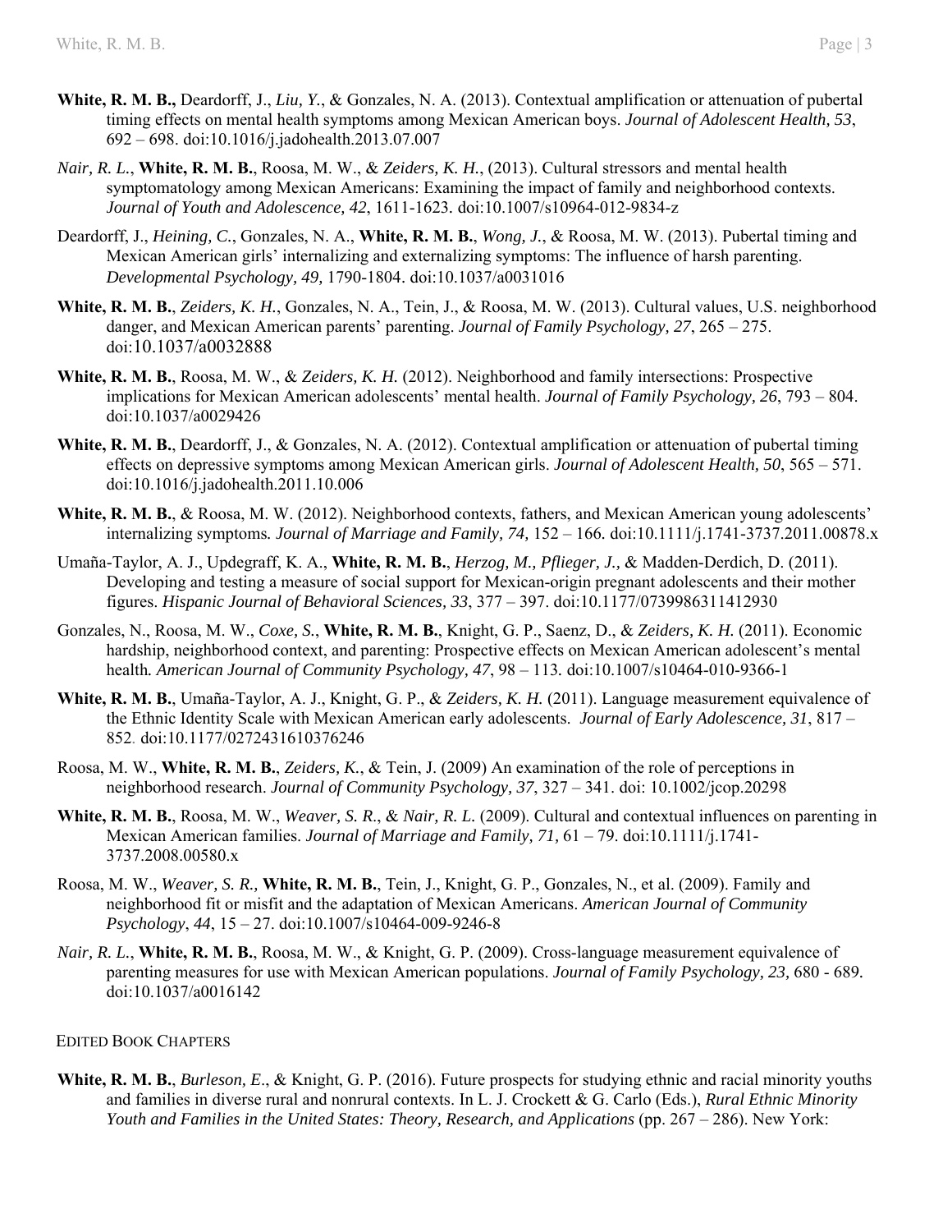**White, R. M. B.,** Deardorff, J., *Liu, Y.*, & Gonzales, N. A. (2013). Contextual amplification or attenuation of pubertal timing effects on mental health symptoms among Mexican American boys. *Journal of Adolescent Health, 53*, 692 – 698. doi:10.1016/j.jadohealth.2013.07.007

*Nair, R. L.*, **White, R. M. B.**, Roosa, M. W., & *Zeiders, K. H.*, (2013). Cultural stressors and mental health symptomatology among Mexican Americans: Examining the impact of family and neighborhood contexts. *Journal of Youth and Adolescence, 42*, 1611-1623. doi:10.1007/s10964-012-9834-z

Deardorff, J., *Heining, C.*, Gonzales, N. A., **White, R. M. B.**, *Wong, J.*, & Roosa, M. W. (2013). Pubertal timing and Mexican American girls' internalizing and externalizing symptoms: The influence of harsh parenting. *Developmental Psychology, 49,* 1790-1804. doi:10.1037/a0031016

**White, R. M. B.**, *Zeiders, K. H.*, Gonzales, N. A., Tein, J., & Roosa, M. W. (2013). Cultural values, U.S. neighborhood danger, and Mexican American parents' parenting. *Journal of Family Psychology, 27*, 265 – 275. doi:10.1037/a0032888

**White, R. M. B.**, Roosa, M. W., & *Zeiders, K. H.* (2012). Neighborhood and family intersections: Prospective implications for Mexican American adolescents' mental health. *Journal of Family Psychology, 26*, 793 – 804. doi:10.1037/a0029426

**White, R. M. B.**, Deardorff, J., & Gonzales, N. A. (2012). Contextual amplification or attenuation of pubertal timing effects on depressive symptoms among Mexican American girls. *Journal of Adolescent Health, 50*, 565 – 571. doi:10.1016/j.jadohealth.2011.10.006

**White, R. M. B.**, & Roosa, M. W. (2012). Neighborhood contexts, fathers, and Mexican American young adolescents' internalizing symptoms*. Journal of Marriage and Family, 74,* 152 – 166*.* doi:10.1111/j.1741-3737.2011.00878.x

Umaña-Taylor, A. J., Updegraff, K. A., **White, R. M. B.**, *Herzog, M., Pflieger, J.,* & Madden-Derdich, D. (2011). Developing and testing a measure of social support for Mexican-origin pregnant adolescents and their mother figures. *Hispanic Journal of Behavioral Sciences, 33*, 377 – 397. doi:10.1177/0739986311412930

Gonzales, N., Roosa, M. W., *Coxe, S.*, **White, R. M. B.**, Knight, G. P., Saenz, D., & *Zeiders, K. H.* (2011). Economic hardship, neighborhood context, and parenting: Prospective effects on Mexican American adolescent's mental health*. American Journal of Community Psychology, 47*, 98 – 113*.* doi:10.1007/s10464-010-9366-1

**White, R. M. B.**, Umaña-Taylor, A. J., Knight, G. P., & *Zeiders, K. H.* (2011). Language measurement equivalence of the Ethnic Identity Scale with Mexican American early adolescents. *Journal of Early Adolescence, 31*, 817 – 852. doi:10.1177/0272431610376246

Roosa, M. W., **White, R. M. B.**, *Zeiders, K.*, & Tein, J. (2009) An examination of the role of perceptions in neighborhood research. *Journal of Community Psychology, 37*, 327 – 341. doi: 10.1002/jcop.20298

**White, R. M. B.**, Roosa, M. W., *Weaver, S. R.*, & *Nair, R. L.* (2009). Cultural and contextual influences on parenting in Mexican American families. *Journal of Marriage and Family, 71,* 61 – 79. doi:10.1111/j.1741-3737.2008.00580.x

Roosa, M. W., *Weaver, S. R.,* **White, R. M. B.**, Tein, J., Knight, G. P., Gonzales, N., et al. (2009). Family and neighborhood fit or misfit and the adaptation of Mexican Americans. *American Journal of Community Psychology*, *44*, 15 – 27. doi:10.1007/s10464-009-9246-8

*Nair, R. L.*, **White, R. M. B.**, Roosa, M. W., & Knight, G. P. (2009). Cross-language measurement equivalence of parenting measures for use with Mexican American populations. *Journal of Family Psychology, 23,* 680 - 689. doi:10.1037/a0016142

## Edited Book Chapters

**White, R. M. B.**, *Burleson, E.*, & Knight, G. P. (2016). Future prospects for studying ethnic and racial minority youths and families in diverse rural and nonrural contexts. In L. J. Crockett & G. Carlo (Eds.), *Rural Ethnic Minority Youth and Families in the United States: Theory, Research, and Applications* (pp. 267 – 286). New York: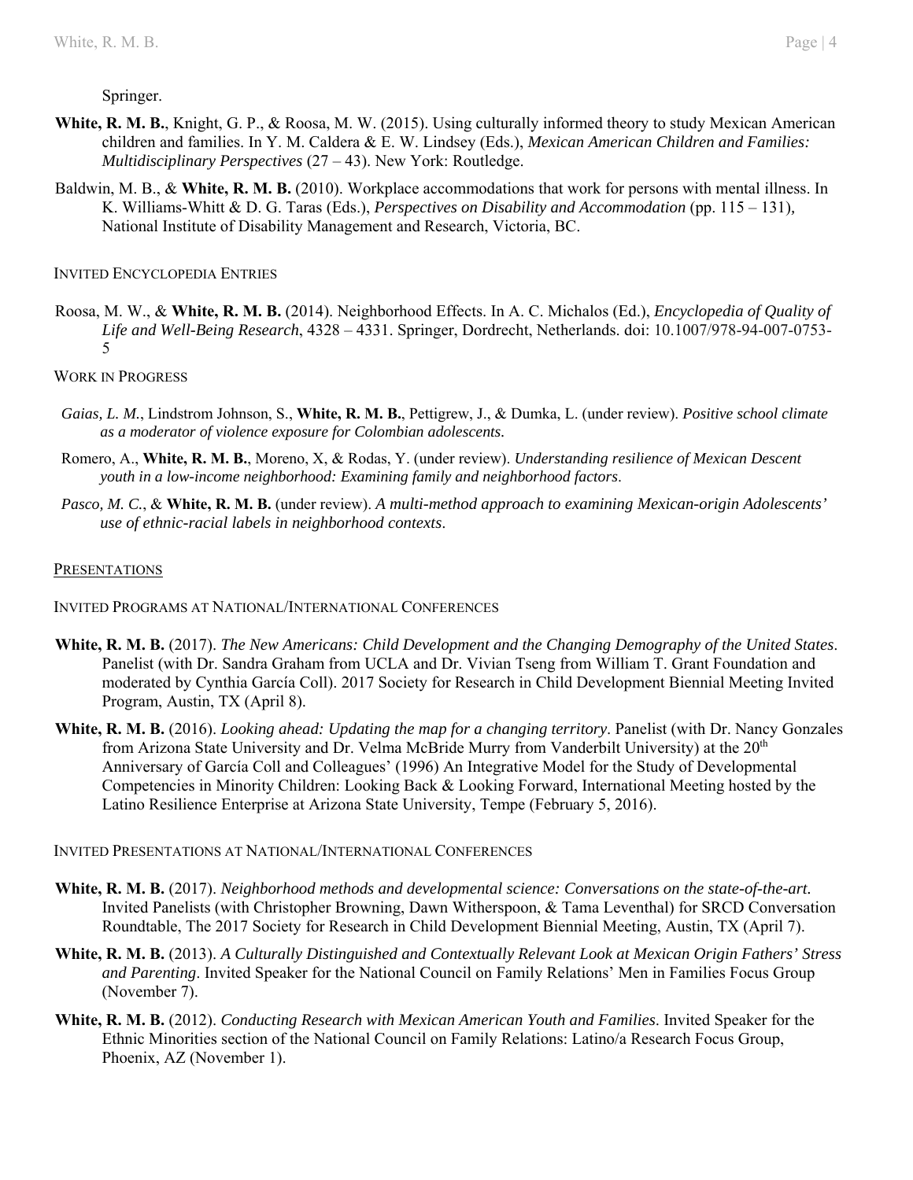Springer.

**White, R. M. B.**, Knight, G. P., & Roosa, M. W. (2015). Using culturally informed theory to study Mexican American children and families. In Y. M. Caldera & E. W. Lindsey (Eds.), *Mexican American Children and Families: Multidisciplinary Perspectives* (27 – 43). New York: Routledge.

Baldwin, M. B., & **White, R. M. B.** (2010). Workplace accommodations that work for persons with mental illness. In K. Williams-Whitt & D. G. Taras (Eds.), *Perspectives on Disability and Accommodation* (pp. 115 – 131), National Institute of Disability Management and Research, Victoria, BC.

### Invited Encyclopedia Entries

Roosa, M. W., & **White, R. M. B.** (2014). Neighborhood Effects. In A. C. Michalos (Ed.), *Encyclopedia of Quality of Life and Well-Being Research*, 4328 – 4331. Springer, Dordrecht, Netherlands. doi: 10.1007/978-94-007-0753-5

### Work in Progress

*Gaias, L. M.*, Lindstrom Johnson, S., **White, R. M. B.**, Pettigrew, J., & Dumka, L. (under review). *Positive school climate as a moderator of violence exposure for Colombian adolescents*.

Romero, A., **White, R. M. B.**, Moreno, X, & Rodas, Y. (under review). *Understanding resilience of Mexican Descent youth in a low-income neighborhood: Examining family and neighborhood factors*.

*Pasco, M. C.*, & **White, R. M. B.** (under review). *A multi-method approach to examining Mexican-origin Adolescents' use of ethnic-racial labels in neighborhood contexts*.

## Presentations

### Invited Programs at National/International Conferences

**White, R. M. B.** (2017). *The New Americans: Child Development and the Changing Demography of the United States*. Panelist (with Dr. Sandra Graham from UCLA and Dr. Vivian Tseng from William T. Grant Foundation and moderated by Cynthia García Coll). 2017 Society for Research in Child Development Biennial Meeting Invited Program, Austin, TX (April 8).

**White, R. M. B.** (2016). *Looking ahead: Updating the map for a changing territory*. Panelist (with Dr. Nancy Gonzales from Arizona State University and Dr. Velma McBride Murry from Vanderbilt University) at the 20th Anniversary of García Coll and Colleagues' (1996) An Integrative Model for the Study of Developmental Competencies in Minority Children: Looking Back & Looking Forward, International Meeting hosted by the Latino Resilience Enterprise at Arizona State University, Tempe (February 5, 2016).

### Invited Presentations at National/International Conferences

**White, R. M. B.** (2017). *Neighborhood methods and developmental science: Conversations on the state-of-the-art.* Invited Panelists (with Christopher Browning, Dawn Witherspoon, & Tama Leventhal) for SRCD Conversation Roundtable, The 2017 Society for Research in Child Development Biennial Meeting, Austin, TX (April 7).

**White, R. M. B.** (2013). *A Culturally Distinguished and Contextually Relevant Look at Mexican Origin Fathers' Stress and Parenting*. Invited Speaker for the National Council on Family Relations' Men in Families Focus Group (November 7).

**White, R. M. B.** (2012). *Conducting Research with Mexican American Youth and Families*. Invited Speaker for the Ethnic Minorities section of the National Council on Family Relations: Latino/a Research Focus Group, Phoenix, AZ (November 1).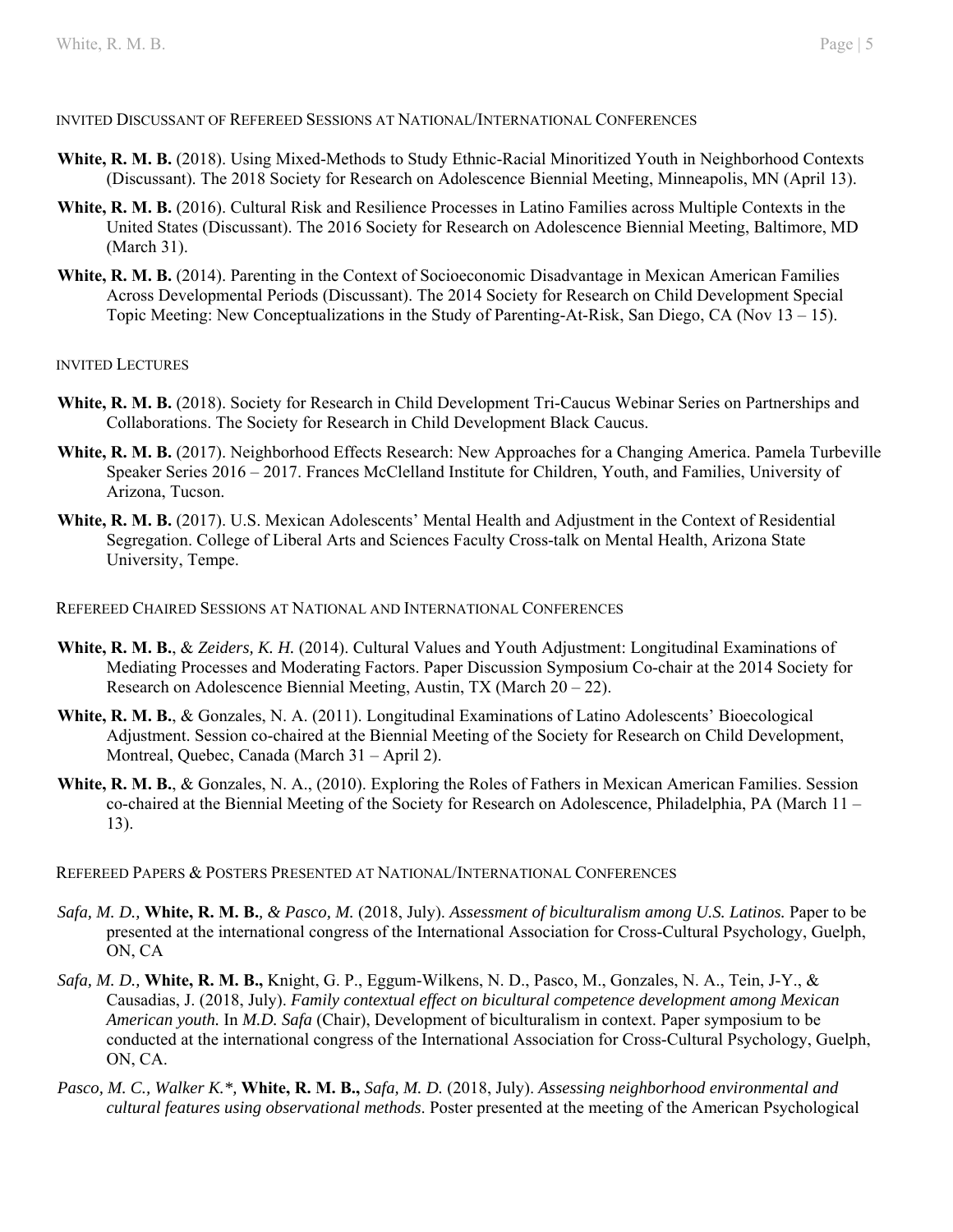## INVITED DISCUSSANT OF REFEREED SESSIONS AT NATIONAL/INTERNATIONAL CONFERENCES

**White, R. M. B.** (2018). Using Mixed-Methods to Study Ethnic-Racial Minoritized Youth in Neighborhood Contexts (Discussant). The 2018 Society for Research on Adolescence Biennial Meeting, Minneapolis, MN (April 13).

**White, R. M. B.** (2016). Cultural Risk and Resilience Processes in Latino Families across Multiple Contexts in the United States (Discussant). The 2016 Society for Research on Adolescence Biennial Meeting, Baltimore, MD (March 31).

**White, R. M. B.** (2014). Parenting in the Context of Socioeconomic Disadvantage in Mexican American Families Across Developmental Periods (Discussant). The 2014 Society for Research on Child Development Special Topic Meeting: New Conceptualizations in the Study of Parenting-At-Risk, San Diego, CA (Nov 13 – 15).

## INVITED LECTURES

**White, R. M. B.** (2018). Society for Research in Child Development Tri-Caucus Webinar Series on Partnerships and Collaborations. The Society for Research in Child Development Black Caucus.

**White, R. M. B.** (2017). Neighborhood Effects Research: New Approaches for a Changing America. Pamela Turbeville Speaker Series 2016 – 2017. Frances McClelland Institute for Children, Youth, and Families, University of Arizona, Tucson.

**White, R. M. B.** (2017). U.S. Mexican Adolescents' Mental Health and Adjustment in the Context of Residential Segregation. College of Liberal Arts and Sciences Faculty Cross-talk on Mental Health, Arizona State University, Tempe.

## REFEREED CHAIRED SESSIONS AT NATIONAL AND INTERNATIONAL CONFERENCES

**White, R. M. B.**, & *Zeiders, K. H.* (2014). Cultural Values and Youth Adjustment: Longitudinal Examinations of Mediating Processes and Moderating Factors. Paper Discussion Symposium Co-chair at the 2014 Society for Research on Adolescence Biennial Meeting, Austin, TX (March 20 – 22).

**White, R. M. B.**, & Gonzales, N. A. (2011). Longitudinal Examinations of Latino Adolescents' Bioecological Adjustment. Session co-chaired at the Biennial Meeting of the Society for Research on Child Development, Montreal, Quebec, Canada (March 31 – April 2).

**White, R. M. B.**, & Gonzales, N. A., (2010). Exploring the Roles of Fathers in Mexican American Families. Session co-chaired at the Biennial Meeting of the Society for Research on Adolescence, Philadelphia, PA (March 11 – 13).

## REFEREED PAPERS & POSTERS PRESENTED AT NATIONAL/INTERNATIONAL CONFERENCES

*Safa, M. D.,* **White, R. M. B.**, *& Pasco, M.* (2018, July). *Assessment of biculturalism among U.S. Latinos.* Paper to be presented at the international congress of the International Association for Cross-Cultural Psychology, Guelph, ON, CA

*Safa, M. D.,* **White, R. M. B.,** Knight, G. P., Eggum-Wilkens, N. D., Pasco, M., Gonzales, N. A., Tein, J-Y., & Causadias, J. (2018, July). *Family contextual effect on bicultural competence development among Mexican American youth.* In *M.D. Safa* (Chair), Development of biculturalism in context. Paper symposium to be conducted at the international congress of the International Association for Cross-Cultural Psychology, Guelph, ON, CA.

*Pasco, M. C., Walker K.*,* **White, R. M. B.,** *Safa, M. D.* (2018, July). *Assessing neighborhood environmental and cultural features using observational methods*. Poster presented at the meeting of the American Psychological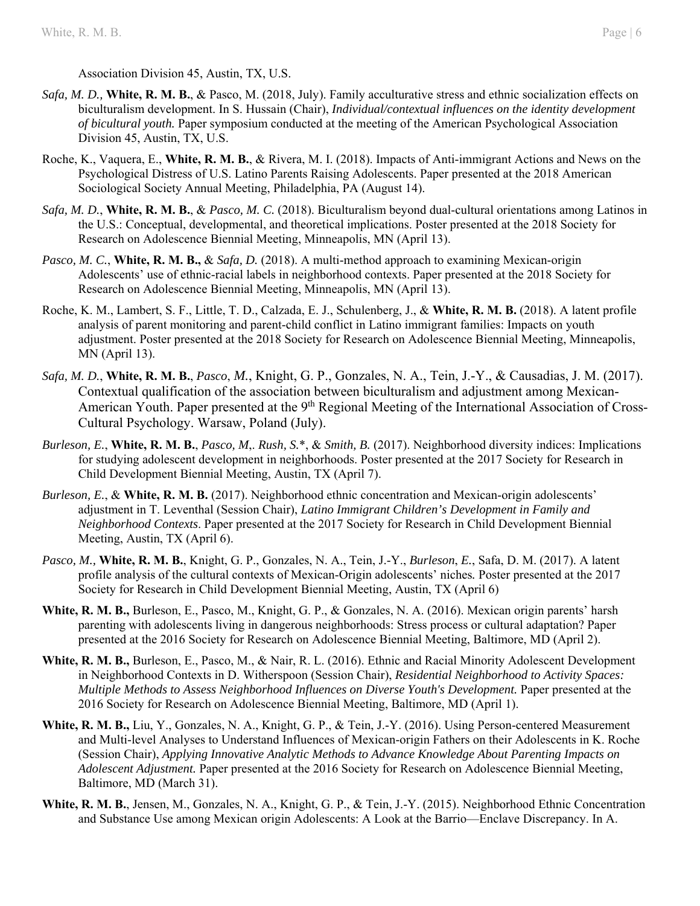Association Division 45, Austin, TX, U.S.

*Safa, M. D.,* **White, R. M. B.**, & Pasco, M. (2018, July). Family acculturative stress and ethnic socialization effects on biculturalism development. In S. Hussain (Chair), *Individual/contextual influences on the identity development of bicultural youth.* Paper symposium conducted at the meeting of the American Psychological Association Division 45, Austin, TX, U.S.

Roche, K., Vaquera, E., **White, R. M. B.**, & Rivera, M. I. (2018). Impacts of Anti-immigrant Actions and News on the Psychological Distress of U.S. Latino Parents Raising Adolescents. Paper presented at the 2018 American Sociological Society Annual Meeting, Philadelphia, PA (August 14).

*Safa, M. D.*, **White, R. M. B.**, & *Pasco, M. C.* (2018). Biculturalism beyond dual-cultural orientations among Latinos in the U.S.: Conceptual, developmental, and theoretical implications. Poster presented at the 2018 Society for Research on Adolescence Biennial Meeting, Minneapolis, MN (April 13).

*Pasco, M. C.*, **White, R. M. B.,** & *Safa, D.* (2018). A multi-method approach to examining Mexican-origin Adolescents' use of ethnic-racial labels in neighborhood contexts. Paper presented at the 2018 Society for Research on Adolescence Biennial Meeting, Minneapolis, MN (April 13).

Roche, K. M., Lambert, S. F., Little, T. D., Calzada, E. J., Schulenberg, J., & **White, R. M. B.** (2018). A latent profile analysis of parent monitoring and parent-child conflict in Latino immigrant families: Impacts on youth adjustment. Poster presented at the 2018 Society for Research on Adolescence Biennial Meeting, Minneapolis, MN (April 13).

*Safa, M. D.*, **White, R. M. B.**, *Pasco, M.*, Knight, G. P., Gonzales, N. A., Tein, J.-Y., & Causadias, J. M. (2017). Contextual qualification of the association between biculturalism and adjustment among Mexican-American Youth. Paper presented at the 9th Regional Meeting of the International Association of Cross-Cultural Psychology. Warsaw, Poland (July).

*Burleson, E.*, **White, R. M. B.**, *Pasco, M,. Rush, S.\**, & *Smith, B.* (2017). Neighborhood diversity indices: Implications for studying adolescent development in neighborhoods. Poster presented at the 2017 Society for Research in Child Development Biennial Meeting, Austin, TX (April 7).

*Burleson, E.*, & **White, R. M. B.** (2017). Neighborhood ethnic concentration and Mexican-origin adolescents' adjustment in T. Leventhal (Session Chair), *Latino Immigrant Children's Development in Family and Neighborhood Contexts*. Paper presented at the 2017 Society for Research in Child Development Biennial Meeting, Austin, TX (April 6).

*Pasco, M.,* **White, R. M. B.**, Knight, G. P., Gonzales, N. A., Tein, J.-Y., *Burleson*, *E.*, Safa, D. M. (2017). A latent profile analysis of the cultural contexts of Mexican-Origin adolescents' niches*.* Poster presented at the 2017 Society for Research in Child Development Biennial Meeting, Austin, TX (April 6)

**White, R. M. B.,** Burleson, E., Pasco, M., Knight, G. P., & Gonzales, N. A. (2016). Mexican origin parents' harsh parenting with adolescents living in dangerous neighborhoods: Stress process or cultural adaptation? Paper presented at the 2016 Society for Research on Adolescence Biennial Meeting, Baltimore, MD (April 2).

**White, R. M. B.,** Burleson, E., Pasco, M., & Nair, R. L. (2016). Ethnic and Racial Minority Adolescent Development in Neighborhood Contexts in D. Witherspoon (Session Chair), *Residential Neighborhood to Activity Spaces: Multiple Methods to Assess Neighborhood Influences on Diverse Youth's Development.* Paper presented at the 2016 Society for Research on Adolescence Biennial Meeting, Baltimore, MD (April 1).

**White, R. M. B.,** Liu, Y., Gonzales, N. A., Knight, G. P., & Tein, J.-Y. (2016). Using Person-centered Measurement and Multi-level Analyses to Understand Influences of Mexican-origin Fathers on their Adolescents in K. Roche (Session Chair), *Applying Innovative Analytic Methods to Advance Knowledge About Parenting Impacts on Adolescent Adjustment.* Paper presented at the 2016 Society for Research on Adolescence Biennial Meeting, Baltimore, MD (March 31).

**White, R. M. B.**, Jensen, M., Gonzales, N. A., Knight, G. P., & Tein, J.-Y. (2015). Neighborhood Ethnic Concentration and Substance Use among Mexican origin Adolescents: A Look at the Barrio—Enclave Discrepancy. In A.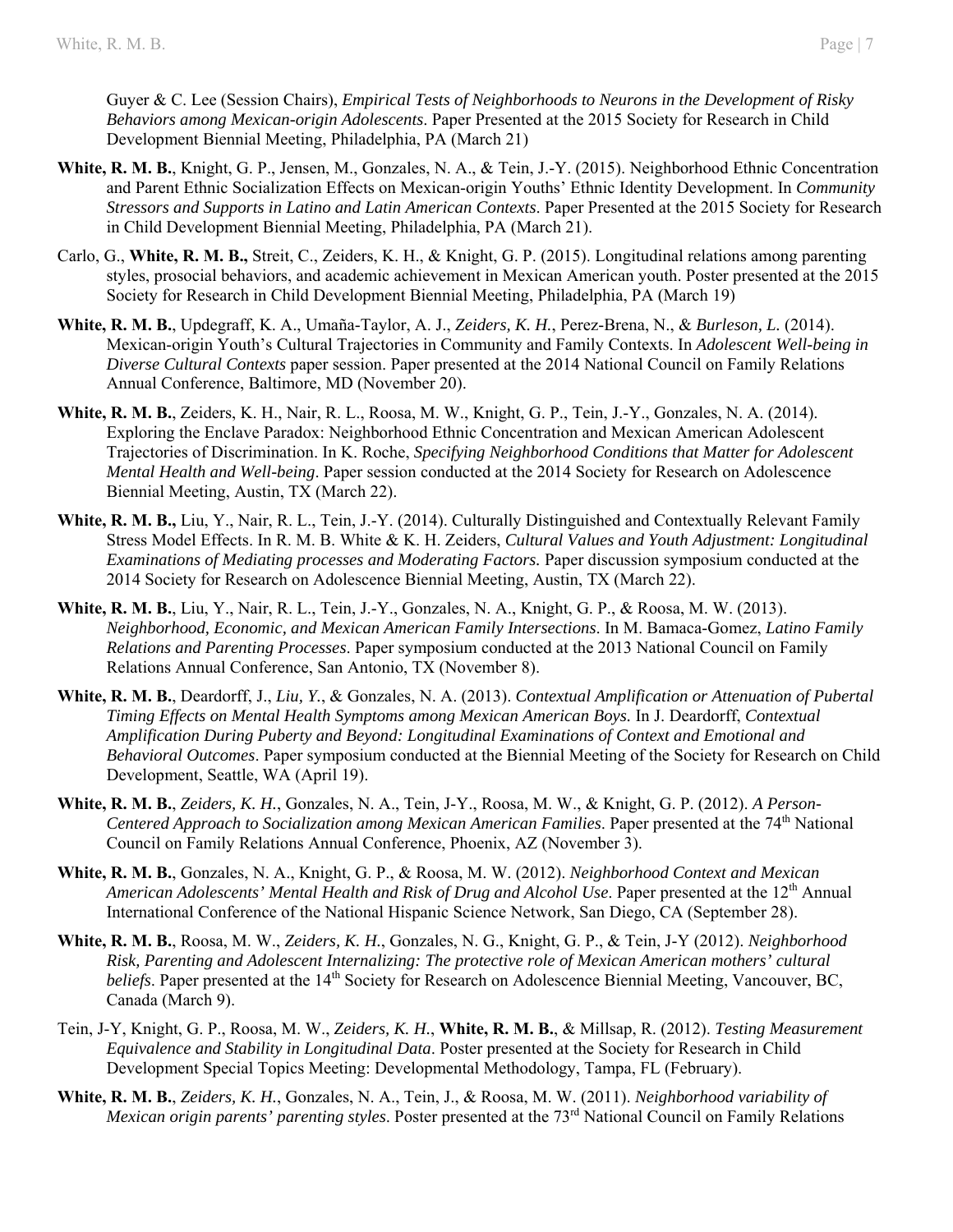Guyer & C. Lee (Session Chairs), *Empirical Tests of Neighborhoods to Neurons in the Development of Risky Behaviors among Mexican-origin Adolescents*. Paper Presented at the 2015 Society for Research in Child Development Biennial Meeting, Philadelphia, PA (March 21)

**White, R. M. B.**, Knight, G. P., Jensen, M., Gonzales, N. A., & Tein, J.-Y. (2015). Neighborhood Ethnic Concentration and Parent Ethnic Socialization Effects on Mexican-origin Youths' Ethnic Identity Development. In *Community Stressors and Supports in Latino and Latin American Contexts*. Paper Presented at the 2015 Society for Research in Child Development Biennial Meeting, Philadelphia, PA (March 21).

Carlo, G., **White, R. M. B.,** Streit, C., Zeiders, K. H., & Knight, G. P. (2015). Longitudinal relations among parenting styles, prosocial behaviors, and academic achievement in Mexican American youth. Poster presented at the 2015 Society for Research in Child Development Biennial Meeting, Philadelphia, PA (March 19)

**White, R. M. B.**, Updegraff, K. A., Umaña-Taylor, A. J., *Zeiders, K. H.*, Perez-Brena, N., & *Burleson, L.* (2014). Mexican-origin Youth's Cultural Trajectories in Community and Family Contexts. In *Adolescent Well-being in Diverse Cultural Contexts* paper session. Paper presented at the 2014 National Council on Family Relations Annual Conference, Baltimore, MD (November 20).

**White, R. M. B.**, Zeiders, K. H., Nair, R. L., Roosa, M. W., Knight, G. P., Tein, J.-Y., Gonzales, N. A. (2014). Exploring the Enclave Paradox: Neighborhood Ethnic Concentration and Mexican American Adolescent Trajectories of Discrimination. In K. Roche, *Specifying Neighborhood Conditions that Matter for Adolescent Mental Health and Well-being*. Paper session conducted at the 2014 Society for Research on Adolescence Biennial Meeting, Austin, TX (March 22).

**White, R. M. B.,** Liu, Y., Nair, R. L., Tein, J.-Y. (2014). Culturally Distinguished and Contextually Relevant Family Stress Model Effects. In R. M. B. White & K. H. Zeiders, *Cultural Values and Youth Adjustment: Longitudinal Examinations of Mediating processes and Moderating Factors.* Paper discussion symposium conducted at the 2014 Society for Research on Adolescence Biennial Meeting, Austin, TX (March 22).

**White, R. M. B.**, Liu, Y., Nair, R. L., Tein, J.-Y., Gonzales, N. A., Knight, G. P., & Roosa, M. W. (2013). *Neighborhood, Economic, and Mexican American Family Intersections*. In M. Bamaca-Gomez, *Latino Family Relations and Parenting Processes*. Paper symposium conducted at the 2013 National Council on Family Relations Annual Conference, San Antonio, TX (November 8).

**White, R. M. B.**, Deardorff, J., *Liu, Y.*, & Gonzales, N. A. (2013). *Contextual Amplification or Attenuation of Pubertal Timing Effects on Mental Health Symptoms among Mexican American Boys.* In J. Deardorff, *Contextual Amplification During Puberty and Beyond: Longitudinal Examinations of Context and Emotional and Behavioral Outcomes*. Paper symposium conducted at the Biennial Meeting of the Society for Research on Child Development, Seattle, WA (April 19).

**White, R. M. B.**, *Zeiders, K. H.*, Gonzales, N. A., Tein, J-Y., Roosa, M. W., & Knight, G. P. (2012). *A Person-Centered Approach to Socialization among Mexican American Families*. Paper presented at the 74th National Council on Family Relations Annual Conference, Phoenix, AZ (November 3).

**White, R. M. B.**, Gonzales, N. A., Knight, G. P., & Roosa, M. W. (2012). *Neighborhood Context and Mexican American Adolescents' Mental Health and Risk of Drug and Alcohol Use*. Paper presented at the 12th Annual International Conference of the National Hispanic Science Network, San Diego, CA (September 28).

**White, R. M. B.**, Roosa, M. W., *Zeiders, K. H.*, Gonzales, N. G., Knight, G. P., & Tein, J-Y (2012). *Neighborhood Risk, Parenting and Adolescent Internalizing: The protective role of Mexican American mothers' cultural beliefs*. Paper presented at the 14th Society for Research on Adolescence Biennial Meeting, Vancouver, BC, Canada (March 9).

Tein, J-Y, Knight, G. P., Roosa, M. W., *Zeiders, K. H.*, **White, R. M. B.**, & Millsap, R. (2012). *Testing Measurement Equivalence and Stability in Longitudinal Data*. Poster presented at the Society for Research in Child Development Special Topics Meeting: Developmental Methodology, Tampa, FL (February).

**White, R. M. B.**, *Zeiders, K. H.*, Gonzales, N. A., Tein, J., & Roosa, M. W. (2011). *Neighborhood variability of Mexican origin parents' parenting styles*. Poster presented at the 73rd National Council on Family Relations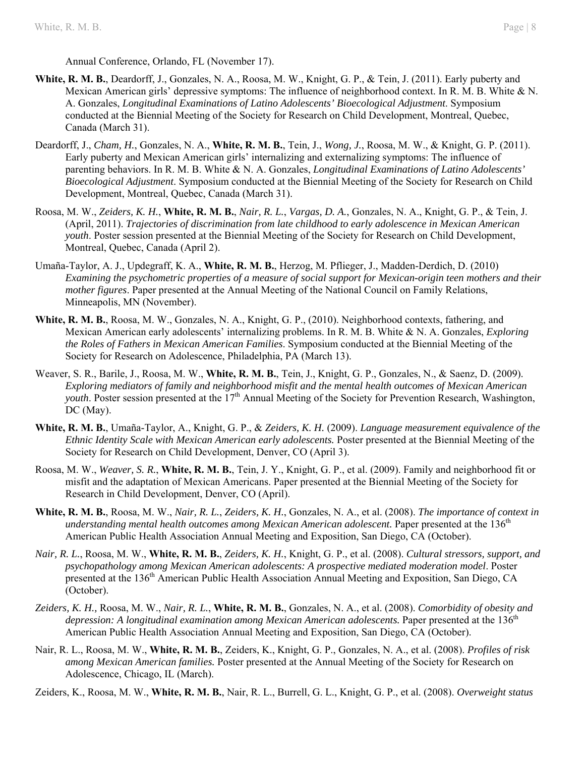Annual Conference, Orlando, FL (November 17).

**White, R. M. B.**, Deardorff, J., Gonzales, N. A., Roosa, M. W., Knight, G. P., & Tein, J. (2011). Early puberty and Mexican American girls' depressive symptoms: The influence of neighborhood context. In R. M. B. White & N. A. Gonzales, *Longitudinal Examinations of Latino Adolescents' Bioecological Adjustment*. Symposium conducted at the Biennial Meeting of the Society for Research on Child Development, Montreal, Quebec, Canada (March 31).

Deardorff, J., *Cham, H.*, Gonzales, N. A., **White, R. M. B.**, Tein, J., *Wong, J.*, Roosa, M. W., & Knight, G. P. (2011). Early puberty and Mexican American girls' internalizing and externalizing symptoms: The influence of parenting behaviors. In R. M. B. White & N. A. Gonzales, *Longitudinal Examinations of Latino Adolescents' Bioecological Adjustment*. Symposium conducted at the Biennial Meeting of the Society for Research on Child Development, Montreal, Quebec, Canada (March 31).

Roosa, M. W., *Zeiders, K. H.*, **White, R. M. B.**, *Nair, R. L.*, *Vargas, D. A.*, Gonzales, N. A., Knight, G. P., & Tein, J. (April, 2011). *Trajectories of discrimination from late childhood to early adolescence in Mexican American youth*. Poster session presented at the Biennial Meeting of the Society for Research on Child Development, Montreal, Quebec, Canada (April 2).

Umaña-Taylor, A. J., Updegraff, K. A., **White, R. M. B.**, Herzog, M. Pflieger, J., Madden-Derdich, D. (2010) *Examining the psychometric properties of a measure of social support for Mexican-origin teen mothers and their mother figures*. Paper presented at the Annual Meeting of the National Council on Family Relations, Minneapolis, MN (November).

**White, R. M. B.**, Roosa, M. W., Gonzales, N. A., Knight, G. P., (2010). Neighborhood contexts, fathering, and Mexican American early adolescents' internalizing problems. In R. M. B. White & N. A. Gonzales, *Exploring the Roles of Fathers in Mexican American Families*. Symposium conducted at the Biennial Meeting of the Society for Research on Adolescence, Philadelphia, PA (March 13).

Weaver, S. R., Barile, J., Roosa, M. W., **White, R. M. B.**, Tein, J., Knight, G. P., Gonzales, N., & Saenz, D. (2009). *Exploring mediators of family and neighborhood misfit and the mental health outcomes of Mexican American youth*. Poster session presented at the 17th Annual Meeting of the Society for Prevention Research, Washington, DC (May).

**White, R. M. B.**, Umaña-Taylor, A., Knight, G. P., & *Zeiders, K. H.* (2009). *Language measurement equivalence of the Ethnic Identity Scale with Mexican American early adolescents.* Poster presented at the Biennial Meeting of the Society for Research on Child Development, Denver, CO (April 3).

Roosa, M. W., *Weaver, S. R.*, **White, R. M. B.**, Tein, J. Y., Knight, G. P., et al. (2009). Family and neighborhood fit or misfit and the adaptation of Mexican Americans. Paper presented at the Biennial Meeting of the Society for Research in Child Development, Denver, CO (April).

**White, R. M. B.**, Roosa, M. W., *Nair, R. L.*, *Zeiders, K. H.*, Gonzales, N. A., et al. (2008). *The importance of context in understanding mental health outcomes among Mexican American adolescent.* Paper presented at the 136th American Public Health Association Annual Meeting and Exposition, San Diego, CA (October).

*Nair, R. L.*, Roosa, M. W., **White, R. M. B.**, *Zeiders, K. H.*, Knight, G. P., et al. (2008). *Cultural stressors, support, and psychopathology among Mexican American adolescents: A prospective mediated moderation model*. Poster presented at the 136th American Public Health Association Annual Meeting and Exposition, San Diego, CA (October).

*Zeiders, K. H.,* Roosa, M. W., *Nair, R. L.*, **White, R. M. B.**, Gonzales, N. A., et al. (2008). *Comorbidity of obesity and depression: A longitudinal examination among Mexican American adolescents.* Paper presented at the 136th American Public Health Association Annual Meeting and Exposition, San Diego, CA (October).

Nair, R. L., Roosa, M. W., **White, R. M. B.**, Zeiders, K., Knight, G. P., Gonzales, N. A., et al. (2008). *Profiles of risk among Mexican American families.* Poster presented at the Annual Meeting of the Society for Research on Adolescence, Chicago, IL (March).

Zeiders, K., Roosa, M. W., **White, R. M. B.**, Nair, R. L., Burrell, G. L., Knight, G. P., et al. (2008). *Overweight status*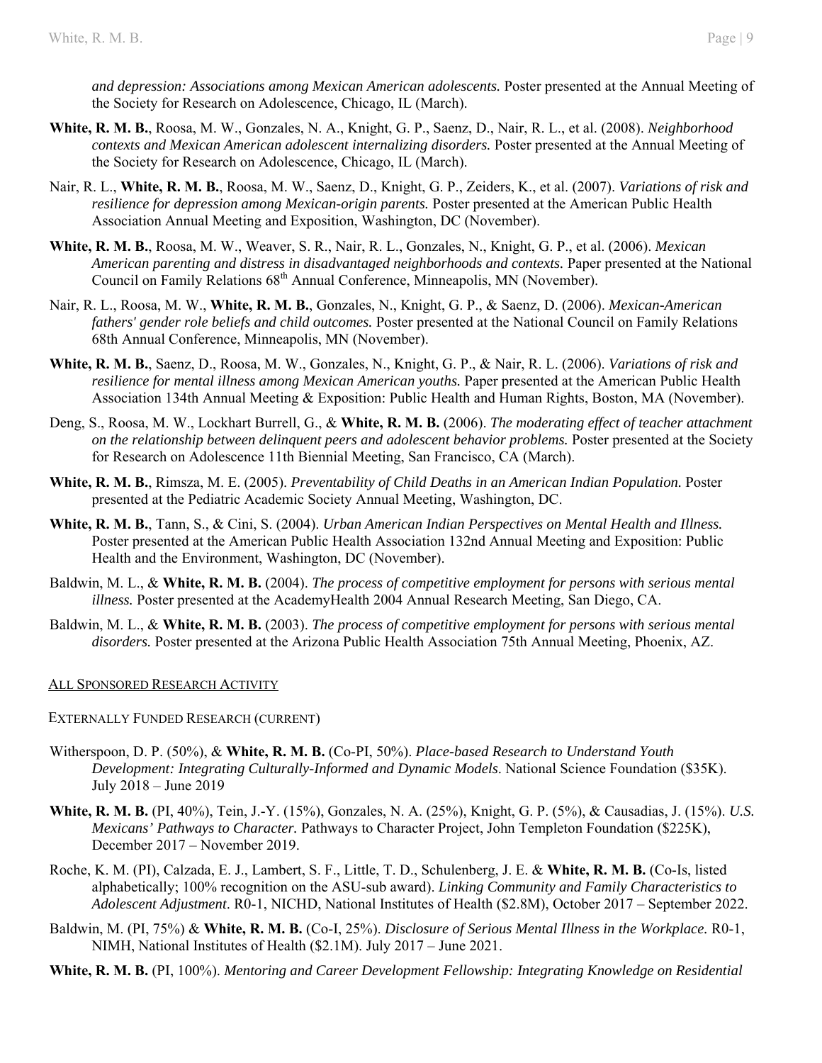*and depression: Associations among Mexican American adolescents.* Poster presented at the Annual Meeting of the Society for Research on Adolescence, Chicago, IL (March).

**White, R. M. B.**, Roosa, M. W., Gonzales, N. A., Knight, G. P., Saenz, D., Nair, R. L., et al. (2008). *Neighborhood contexts and Mexican American adolescent internalizing disorders.* Poster presented at the Annual Meeting of the Society for Research on Adolescence, Chicago, IL (March).

Nair, R. L., **White, R. M. B.**, Roosa, M. W., Saenz, D., Knight, G. P., Zeiders, K., et al. (2007). *Variations of risk and resilience for depression among Mexican-origin parents.* Poster presented at the American Public Health Association Annual Meeting and Exposition, Washington, DC (November).

**White, R. M. B.**, Roosa, M. W., Weaver, S. R., Nair, R. L., Gonzales, N., Knight, G. P., et al. (2006). *Mexican American parenting and distress in disadvantaged neighborhoods and contexts.* Paper presented at the National Council on Family Relations 68th Annual Conference, Minneapolis, MN (November).

Nair, R. L., Roosa, M. W., **White, R. M. B.**, Gonzales, N., Knight, G. P., & Saenz, D. (2006). *Mexican-American fathers' gender role beliefs and child outcomes.* Poster presented at the National Council on Family Relations 68th Annual Conference, Minneapolis, MN (November).

**White, R. M. B.**, Saenz, D., Roosa, M. W., Gonzales, N., Knight, G. P., & Nair, R. L. (2006). *Variations of risk and resilience for mental illness among Mexican American youths.* Paper presented at the American Public Health Association 134th Annual Meeting & Exposition: Public Health and Human Rights, Boston, MA (November).

Deng, S., Roosa, M. W., Lockhart Burrell, G., & **White, R. M. B.** (2006). *The moderating effect of teacher attachment on the relationship between delinquent peers and adolescent behavior problems.* Poster presented at the Society for Research on Adolescence 11th Biennial Meeting, San Francisco, CA (March).

**White, R. M. B.**, Rimsza, M. E. (2005). *Preventability of Child Deaths in an American Indian Population.* Poster presented at the Pediatric Academic Society Annual Meeting, Washington, DC.

**White, R. M. B.**, Tann, S., & Cini, S. (2004). *Urban American Indian Perspectives on Mental Health and Illness.* Poster presented at the American Public Health Association 132nd Annual Meeting and Exposition: Public Health and the Environment, Washington, DC (November).

Baldwin, M. L., & **White, R. M. B.** (2004). *The process of competitive employment for persons with serious mental illness.* Poster presented at the AcademyHealth 2004 Annual Research Meeting, San Diego, CA.

Baldwin, M. L., & **White, R. M. B.** (2003). *The process of competitive employment for persons with serious mental disorders.* Poster presented at the Arizona Public Health Association 75th Annual Meeting, Phoenix, AZ.

## ALL SPONSORED RESEARCH ACTIVITY

### EXTERNALLY FUNDED RESEARCH (CURRENT)

Witherspoon, D. P. (50%), & **White, R. M. B.** (Co-PI, 50%). *Place-based Research to Understand Youth Development: Integrating Culturally-Informed and Dynamic Models*. National Science Foundation ($35K). July 2018 – June 2019

**White, R. M. B.** (PI, 40%), Tein, J.-Y. (15%), Gonzales, N. A. (25%), Knight, G. P. (5%), & Causadias, J. (15%). *U.S. Mexicans' Pathways to Character.* Pathways to Character Project, John Templeton Foundation ($225K), December 2017 – November 2019.

Roche, K. M. (PI), Calzada, E. J., Lambert, S. F., Little, T. D., Schulenberg, J. E. & **White, R. M. B.** (Co-Is, listed alphabetically; 100% recognition on the ASU-sub award). *Linking Community and Family Characteristics to Adolescent Adjustment*. R0-1, NICHD, National Institutes of Health ($2.8M), October 2017 – September 2022.

Baldwin, M. (PI, 75%) & **White, R. M. B.** (Co-I, 25%). *Disclosure of Serious Mental Illness in the Workplace.* R0-1, NIMH, National Institutes of Health ($2.1M). July 2017 – June 2021.

**White, R. M. B.** (PI, 100%). *Mentoring and Career Development Fellowship: Integrating Knowledge on Residential*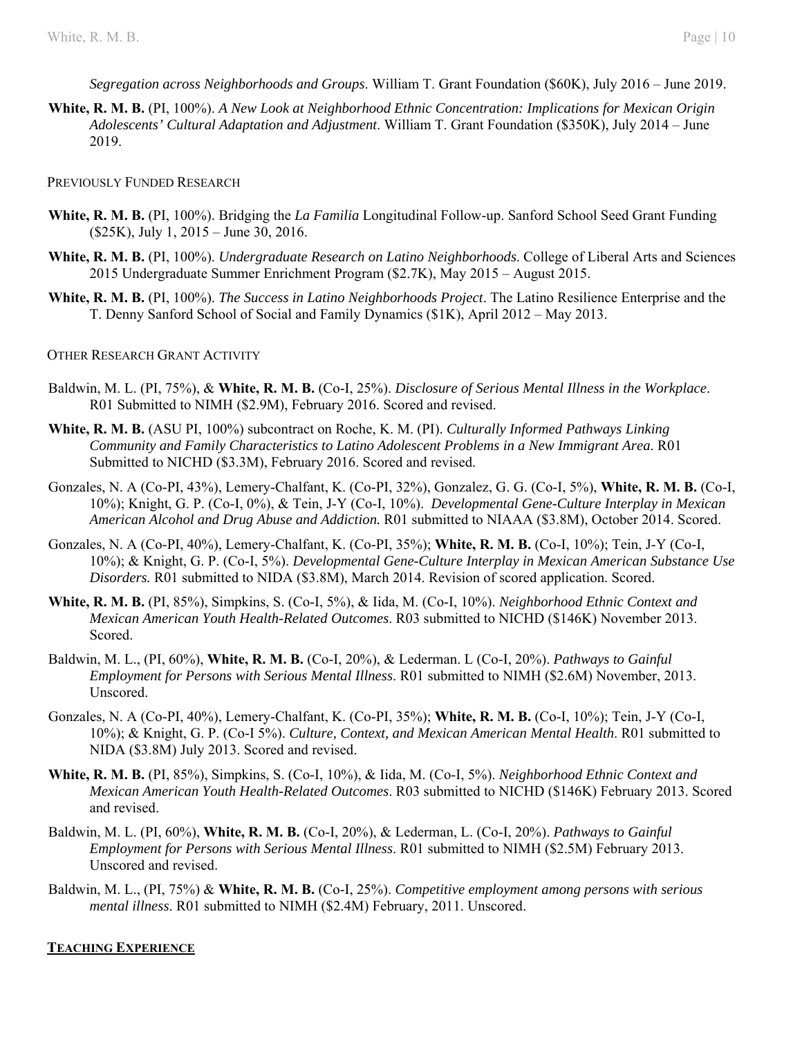*Segregation across Neighborhoods and Groups*. William T. Grant Foundation ($60K), July 2016 – June 2019.

**White, R. M. B.** (PI, 100%). *A New Look at Neighborhood Ethnic Concentration: Implications for Mexican Origin Adolescents' Cultural Adaptation and Adjustment*. William T. Grant Foundation ($350K), July 2014 – June 2019.

### Previously Funded Research

**White, R. M. B.** (PI, 100%). Bridging the *La Familia* Longitudinal Follow-up. Sanford School Seed Grant Funding ($25K), July 1, 2015 – June 30, 2016.

**White, R. M. B.** (PI, 100%). *Undergraduate Research on Latino Neighborhoods*. College of Liberal Arts and Sciences 2015 Undergraduate Summer Enrichment Program ($2.7K), May 2015 – August 2015.

**White, R. M. B.** (PI, 100%). *The Success in Latino Neighborhoods Project*. The Latino Resilience Enterprise and the T. Denny Sanford School of Social and Family Dynamics ($1K), April 2012 – May 2013.

### Other Research Grant Activity

Baldwin, M. L. (PI, 75%), & **White, R. M. B.** (Co-I, 25%). *Disclosure of Serious Mental Illness in the Workplace*. R01 Submitted to NIMH ($2.9M), February 2016. Scored and revised.

**White, R. M. B.** (ASU PI, 100%) subcontract on Roche, K. M. (PI). *Culturally Informed Pathways Linking Community and Family Characteristics to Latino Adolescent Problems in a New Immigrant Area*. R01 Submitted to NICHD ($3.3M), February 2016. Scored and revised.

Gonzales, N. A (Co-PI, 43%), Lemery-Chalfant, K. (Co-PI, 32%), Gonzalez, G. G. (Co-I, 5%), **White, R. M. B.** (Co-I, 10%); Knight, G. P. (Co-I, 0%), & Tein, J-Y (Co-I, 10%). *Developmental Gene-Culture Interplay in Mexican American Alcohol and Drug Abuse and Addiction.* R01 submitted to NIAAA ($3.8M), October 2014. Scored.

Gonzales, N. A (Co-PI, 40%), Lemery-Chalfant, K. (Co-PI, 35%); **White, R. M. B.** (Co-I, 10%); Tein, J-Y (Co-I, 10%); & Knight, G. P. (Co-I, 5%). *Developmental Gene-Culture Interplay in Mexican American Substance Use Disorders.* R01 submitted to NIDA ($3.8M), March 2014. Revision of scored application. Scored.

**White, R. M. B.** (PI, 85%), Simpkins, S. (Co-I, 5%), & Iida, M. (Co-I, 10%). *Neighborhood Ethnic Context and Mexican American Youth Health-Related Outcomes*. R03 submitted to NICHD ($146K) November 2013. Scored.

Baldwin, M. L., (PI, 60%), **White, R. M. B.** (Co-I, 20%), & Lederman. L (Co-I, 20%). *Pathways to Gainful Employment for Persons with Serious Mental Illness*. R01 submitted to NIMH ($2.6M) November, 2013. Unscored.

Gonzales, N. A (Co-PI, 40%), Lemery-Chalfant, K. (Co-PI, 35%); **White, R. M. B.** (Co-I, 10%); Tein, J-Y (Co-I, 10%); & Knight, G. P. (Co-I 5%). *Culture, Context, and Mexican American Mental Health*. R01 submitted to NIDA ($3.8M) July 2013. Scored and revised.

**White, R. M. B.** (PI, 85%), Simpkins, S. (Co-I, 10%), & Iida, M. (Co-I, 5%). *Neighborhood Ethnic Context and Mexican American Youth Health-Related Outcomes*. R03 submitted to NICHD ($146K) February 2013. Scored and revised.

Baldwin, M. L. (PI, 60%), **White, R. M. B.** (Co-I, 20%), & Lederman, L. (Co-I, 20%). *Pathways to Gainful Employment for Persons with Serious Mental Illness*. R01 submitted to NIMH ($2.5M) February 2013. Unscored and revised.

Baldwin, M. L., (PI, 75%) & **White, R. M. B.** (Co-I, 25%). *Competitive employment among persons with serious mental illness*. R01 submitted to NIMH ($2.4M) February, 2011. Unscored.

## Teaching Experience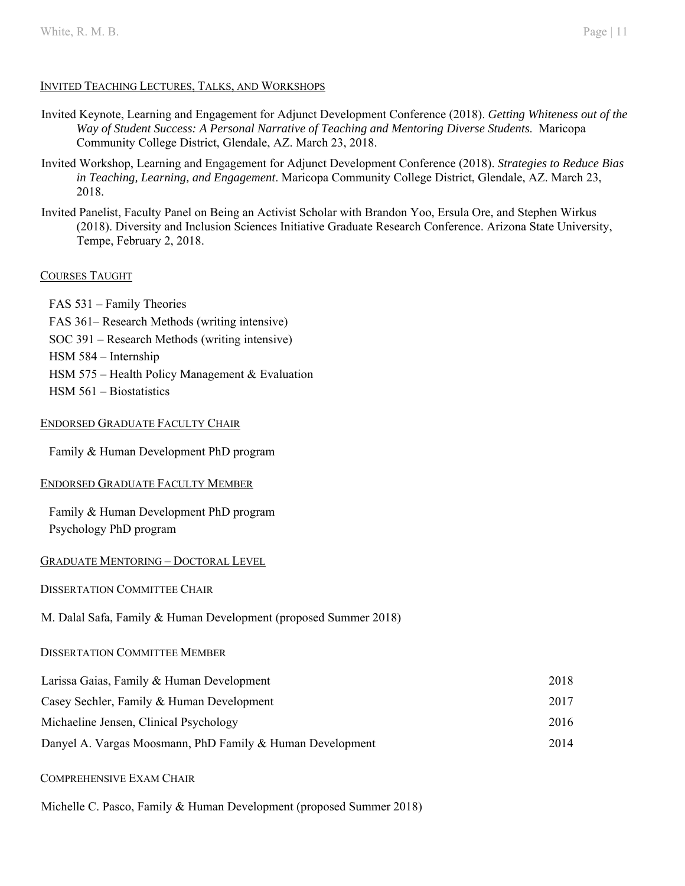## Invited Teaching Lectures, Talks, and Workshops

Invited Keynote, Learning and Engagement for Adjunct Development Conference (2018). *Getting Whiteness out of the Way of Student Success: A Personal Narrative of Teaching and Mentoring Diverse Students.* Maricopa Community College District, Glendale, AZ. March 23, 2018.

Invited Workshop, Learning and Engagement for Adjunct Development Conference (2018). *Strategies to Reduce Bias in Teaching, Learning, and Engagement*. Maricopa Community College District, Glendale, AZ. March 23, 2018.

Invited Panelist, Faculty Panel on Being an Activist Scholar with Brandon Yoo, Ersula Ore, and Stephen Wirkus (2018). Diversity and Inclusion Sciences Initiative Graduate Research Conference. Arizona State University, Tempe, February 2, 2018.

## Courses Taught

FAS 531 – Family Theories
FAS 361– Research Methods (writing intensive)
SOC 391 – Research Methods (writing intensive)
HSM 584 – Internship
HSM 575 – Health Policy Management & Evaluation
HSM 561 – Biostatistics

## Endorsed Graduate Faculty Chair

Family & Human Development PhD program

## Endorsed Graduate Faculty Member

Family & Human Development PhD program
Psychology PhD program

## Graduate Mentoring – Doctoral Level

### Dissertation Committee Chair

M. Dalal Safa, Family & Human Development (proposed Summer 2018)

### Dissertation Committee Member

| | |
|---|---|
| Larissa Gaias, Family & Human Development | 2018 |
| Casey Sechler, Family & Human Development | 2017 |
| Michaeline Jensen, Clinical Psychology | 2016 |
| Danyel A. Vargas Moosmann, PhD Family & Human Development | 2014 |

### Comprehensive Exam Chair

Michelle C. Pasco, Family & Human Development (proposed Summer 2018)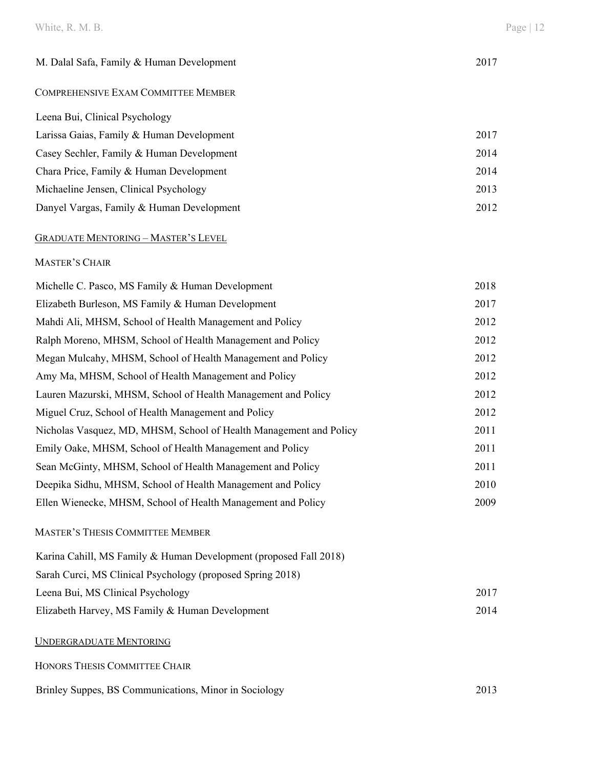M. Dalal Safa, Family & Human Development 2017

COMPREHENSIVE EXAM COMMITTEE MEMBER

Leena Bui, Clinical Psychology
Larissa Gaias, Family & Human Development 2017
Casey Sechler, Family & Human Development 2014
Chara Price, Family & Human Development 2014
Michaeline Jensen, Clinical Psychology 2013
Danyel Vargas, Family & Human Development 2012

## GRADUATE MENTORING – MASTER'S LEVEL

MASTER'S CHAIR

Michelle C. Pasco, MS Family & Human Development 2018
Elizabeth Burleson, MS Family & Human Development 2017
Mahdi Ali, MHSM, School of Health Management and Policy 2012
Ralph Moreno, MHSM, School of Health Management and Policy 2012
Megan Mulcahy, MHSM, School of Health Management and Policy 2012
Amy Ma, MHSM, School of Health Management and Policy 2012
Lauren Mazurski, MHSM, School of Health Management and Policy 2012
Miguel Cruz, School of Health Management and Policy 2012
Nicholas Vasquez, MD, MHSM, School of Health Management and Policy 2011
Emily Oake, MHSM, School of Health Management and Policy 2011
Sean McGinty, MHSM, School of Health Management and Policy 2011
Deepika Sidhu, MHSM, School of Health Management and Policy 2010
Ellen Wienecke, MHSM, School of Health Management and Policy 2009

MASTER'S THESIS COMMITTEE MEMBER

Karina Cahill, MS Family & Human Development (proposed Fall 2018)
Sarah Curci, MS Clinical Psychology (proposed Spring 2018)
Leena Bui, MS Clinical Psychology 2017
Elizabeth Harvey, MS Family & Human Development 2014

## UNDERGRADUATE MENTORING

HONORS THESIS COMMITTEE CHAIR

Brinley Suppes, BS Communications, Minor in Sociology 2013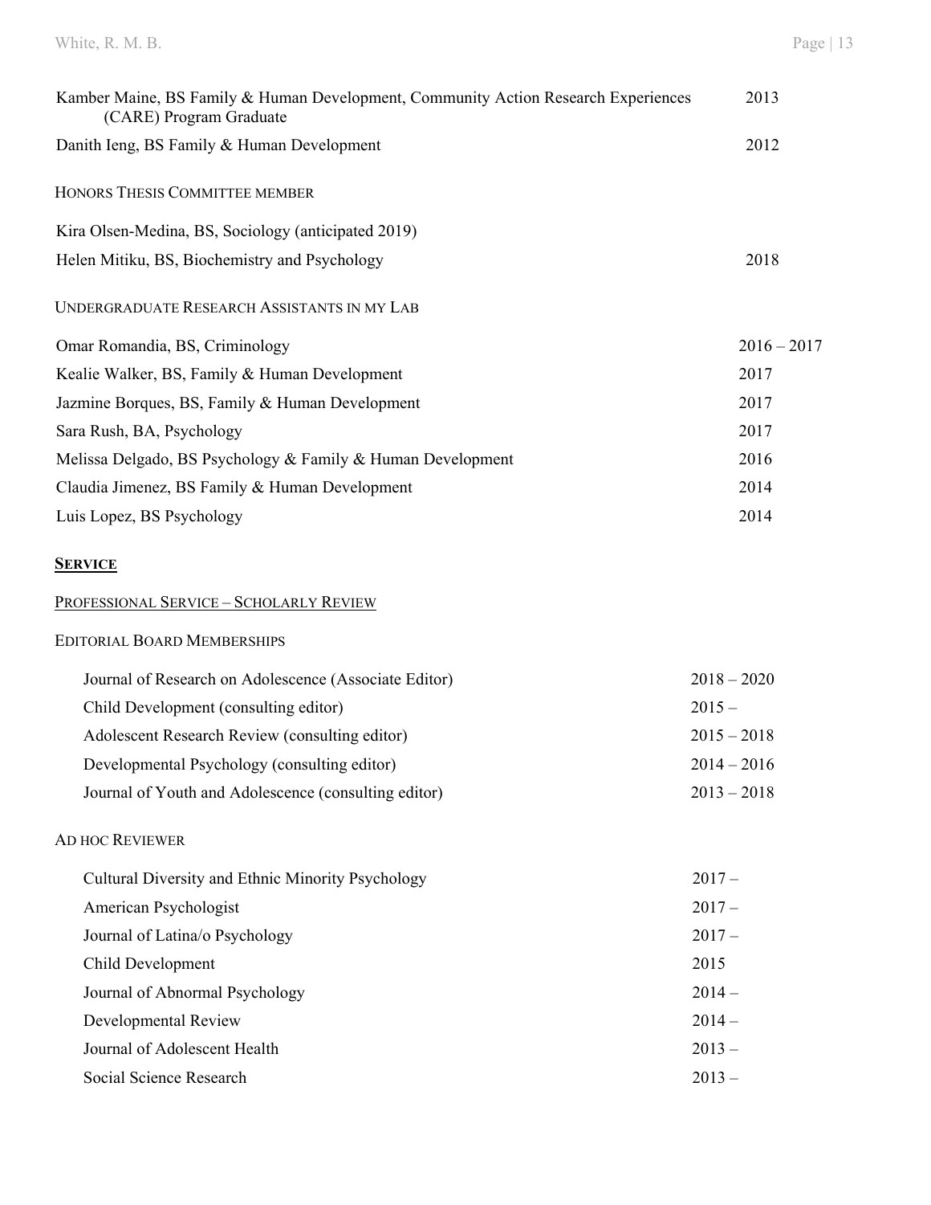| | |
|---|---|
| Kamber Maine, BS Family & Human Development, Community Action Research Experiences (CARE) Program Graduate | 2013 |
| Danith Ieng, BS Family & Human Development | 2012 |

HONORS THESIS COMMITTEE MEMBER

| | |
|---|---|
| Kira Olsen-Medina, BS, Sociology (anticipated 2019) | |
| Helen Mitiku, BS, Biochemistry and Psychology | 2018 |

UNDERGRADUATE RESEARCH ASSISTANTS IN MY LAB

| | |
|---|---|
| Omar Romandia, BS, Criminology | 2016 – 2017 |
| Kealie Walker, BS, Family & Human Development | 2017 |
| Jazmine Borques, BS, Family & Human Development | 2017 |
| Sara Rush, BA, Psychology | 2017 |
| Melissa Delgado, BS Psychology & Family & Human Development | 2016 |
| Claudia Jimenez, BS Family & Human Development | 2014 |
| Luis Lopez, BS Psychology | 2014 |

## SERVICE

### PROFESSIONAL SERVICE – SCHOLARLY REVIEW

EDITORIAL BOARD MEMBERSHIPS

| | |
|---|---|
| Journal of Research on Adolescence (Associate Editor) | 2018 – 2020 |
| Child Development (consulting editor) | 2015 – |
| Adolescent Research Review (consulting editor) | 2015 – 2018 |
| Developmental Psychology (consulting editor) | 2014 – 2016 |
| Journal of Youth and Adolescence (consulting editor) | 2013 – 2018 |

AD HOC REVIEWER

| | |
|---|---|
| Cultural Diversity and Ethnic Minority Psychology | 2017 – |
| American Psychologist | 2017 – |
| Journal of Latina/o Psychology | 2017 – |
| Child Development | 2015 |
| Journal of Abnormal Psychology | 2014 – |
| Developmental Review | 2014 – |
| Journal of Adolescent Health | 2013 – |
| Social Science Research | 2013 – |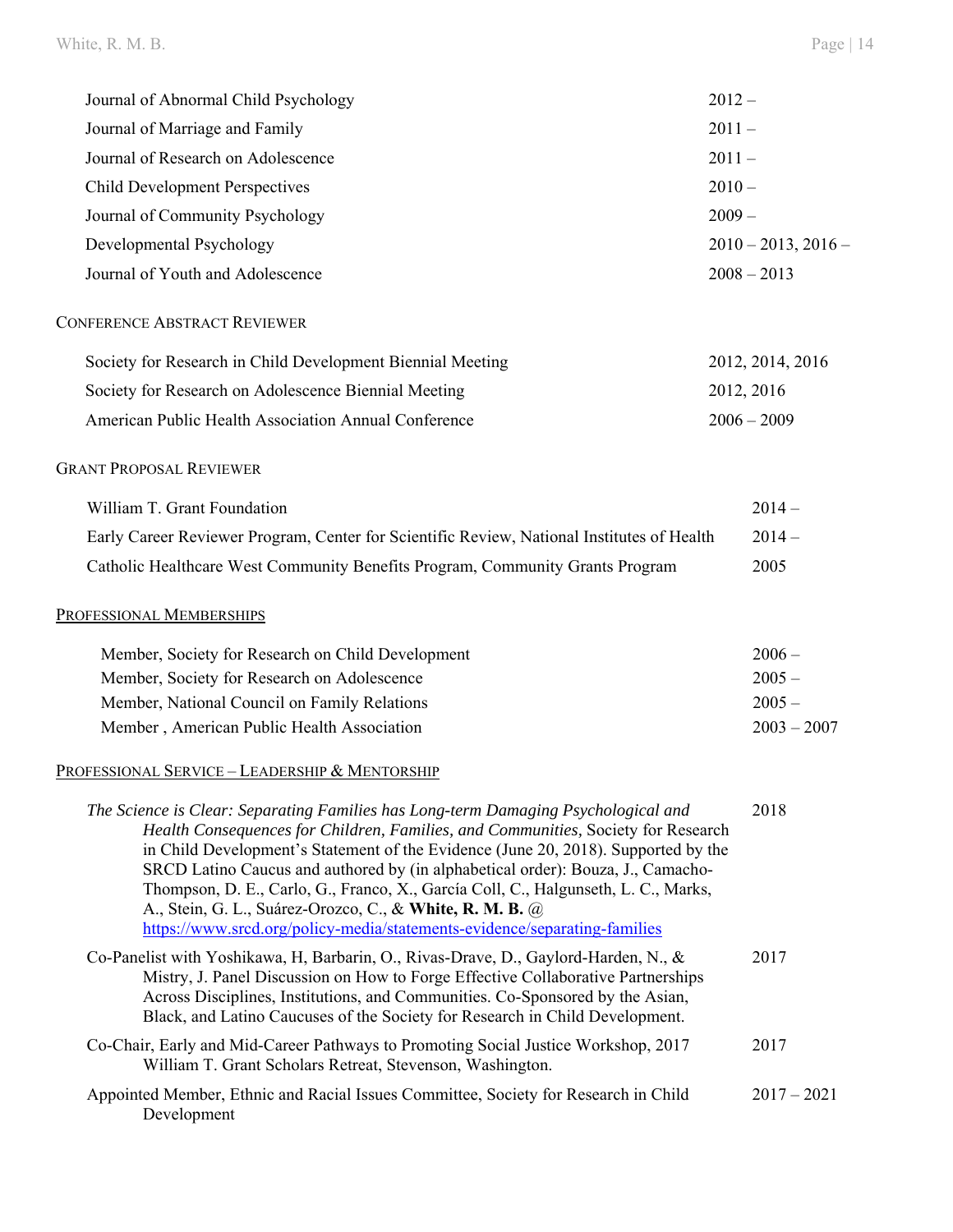| | |
|---|---|
| Journal of Abnormal Child Psychology | 2012 – |
| Journal of Marriage and Family | 2011 – |
| Journal of Research on Adolescence | 2011 – |
| Child Development Perspectives | 2010 – |
| Journal of Community Psychology | 2009 – |
| Developmental Psychology | 2010 – 2013, 2016 – |
| Journal of Youth and Adolescence | 2008 – 2013 |

### Conference Abstract Reviewer

| | |
|---|---|
| Society for Research in Child Development Biennial Meeting | 2012, 2014, 2016 |
| Society for Research on Adolescence Biennial Meeting | 2012, 2016 |
| American Public Health Association Annual Conference | 2006 – 2009 |

### Grant Proposal Reviewer

| | |
|---|---|
| William T. Grant Foundation | 2014 – |
| Early Career Reviewer Program, Center for Scientific Review, National Institutes of Health | 2014 – |
| Catholic Healthcare West Community Benefits Program, Community Grants Program | 2005 |

## Professional Memberships

| | |
|---|---|
| Member, Society for Research on Child Development | 2006 – |
| Member, Society for Research on Adolescence | 2005 – |
| Member, National Council on Family Relations | 2005 – |
| Member , American Public Health Association | 2003 – 2007 |

## Professional Service – Leadership & Mentorship

| | |
|---|---|
| *The Science is Clear: Separating Families has Long-term Damaging Psychological and Health Consequences for Children, Families, and Communities,* Society for Research in Child Development's Statement of the Evidence (June 20, 2018). Supported by the SRCD Latino Caucus and authored by (in alphabetical order): Bouza, J., Camacho-Thompson, D. E., Carlo, G., Franco, X., García Coll, C., Halgunseth, L. C., Marks, A., Stein, G. L., Suárez-Orozco, C., & **White, R. M. B.** @ https://www.srcd.org/policy-media/statements-evidence/separating-families | 2018 |
| Co-Panelist with Yoshikawa, H, Barbarin, O., Rivas-Drave, D., Gaylord-Harden, N., & Mistry, J. Panel Discussion on How to Forge Effective Collaborative Partnerships Across Disciplines, Institutions, and Communities. Co-Sponsored by the Asian, Black, and Latino Caucuses of the Society for Research in Child Development. | 2017 |
| Co-Chair, Early and Mid-Career Pathways to Promoting Social Justice Workshop, 2017 William T. Grant Scholars Retreat, Stevenson, Washington. | 2017 |
| Appointed Member, Ethnic and Racial Issues Committee, Society for Research in Child Development | 2017 – 2021 |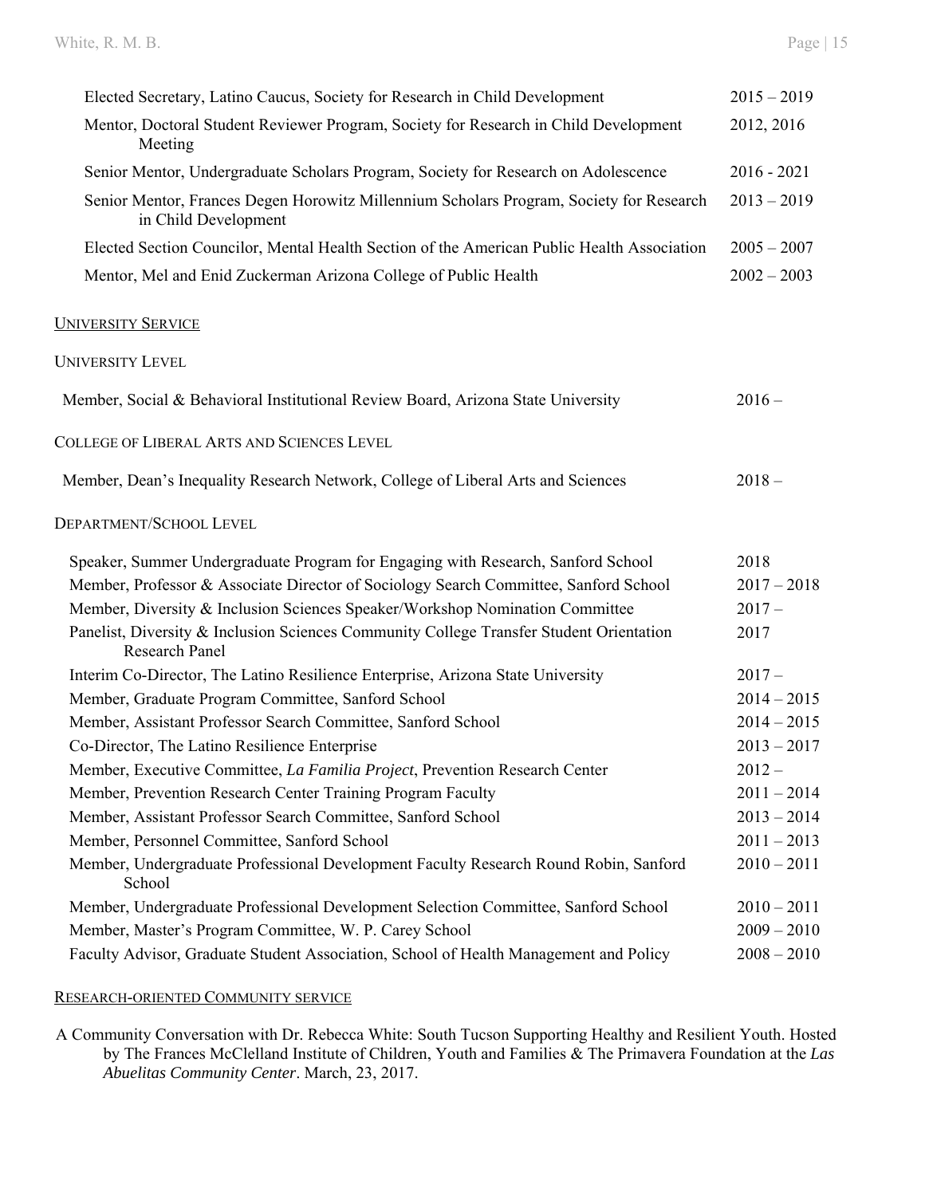| | |
|---|---|
| Elected Secretary, Latino Caucus, Society for Research in Child Development | 2015 – 2019 |
| Mentor, Doctoral Student Reviewer Program, Society for Research in Child Development Meeting | 2012, 2016 |
| Senior Mentor, Undergraduate Scholars Program, Society for Research on Adolescence | 2016 - 2021 |
| Senior Mentor, Frances Degen Horowitz Millennium Scholars Program, Society for Research in Child Development | 2013 – 2019 |
| Elected Section Councilor, Mental Health Section of the American Public Health Association | 2005 – 2007 |
| Mentor, Mel and Enid Zuckerman Arizona College of Public Health | 2002 – 2003 |

## UNIVERSITY SERVICE

### UNIVERSITY LEVEL

| | |
|---|---|
| Member, Social & Behavioral Institutional Review Board, Arizona State University | 2016 – |

### COLLEGE OF LIBERAL ARTS AND SCIENCES LEVEL

| | |
|---|---|
| Member, Dean's Inequality Research Network, College of Liberal Arts and Sciences | 2018 – |

### DEPARTMENT/SCHOOL LEVEL

| | |
|---|---|
| Speaker, Summer Undergraduate Program for Engaging with Research, Sanford School | 2018 |
| Member, Professor & Associate Director of Sociology Search Committee, Sanford School | 2017 – 2018 |
| Member, Diversity & Inclusion Sciences Speaker/Workshop Nomination Committee | 2017 – |
| Panelist, Diversity & Inclusion Sciences Community College Transfer Student Orientation Research Panel | 2017 |
| Interim Co-Director, The Latino Resilience Enterprise, Arizona State University | 2017 – |
| Member, Graduate Program Committee, Sanford School | 2014 – 2015 |
| Member, Assistant Professor Search Committee, Sanford School | 2014 – 2015 |
| Co-Director, The Latino Resilience Enterprise | 2013 – 2017 |
| Member, Executive Committee, *La Familia Project*, Prevention Research Center | 2012 – |
| Member, Prevention Research Center Training Program Faculty | 2011 – 2014 |
| Member, Assistant Professor Search Committee, Sanford School | 2013 – 2014 |
| Member, Personnel Committee, Sanford School | 2011 – 2013 |
| Member, Undergraduate Professional Development Faculty Research Round Robin, Sanford School | 2010 – 2011 |
| Member, Undergraduate Professional Development Selection Committee, Sanford School | 2010 – 2011 |
| Member, Master's Program Committee, W. P. Carey School | 2009 – 2010 |
| Faculty Advisor, Graduate Student Association, School of Health Management and Policy | 2008 – 2010 |

## RESEARCH-ORIENTED COMMUNITY SERVICE

A Community Conversation with Dr. Rebecca White: South Tucson Supporting Healthy and Resilient Youth. Hosted by The Frances McClelland Institute of Children, Youth and Families & The Primavera Foundation at the *Las Abuelitas Community Center*. March, 23, 2017.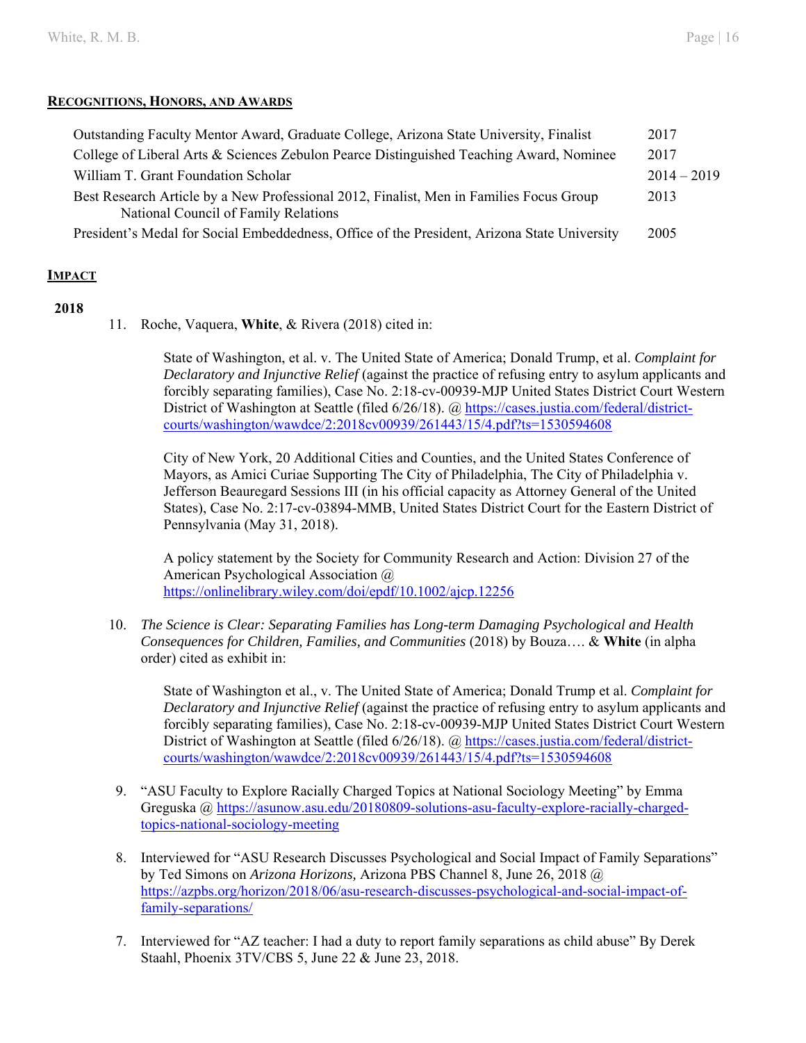## RECOGNITIONS, HONORS, AND AWARDS

| | |
|---|---|
| Outstanding Faculty Mentor Award, Graduate College, Arizona State University, Finalist | 2017 |
| College of Liberal Arts & Sciences Zebulon Pearce Distinguished Teaching Award, Nominee | 2017 |
| William T. Grant Foundation Scholar | 2014 – 2019 |
| Best Research Article by a New Professional 2012, Finalist, Men in Families Focus Group National Council of Family Relations | 2013 |
| President's Medal for Social Embeddedness, Office of the President, Arizona State University | 2005 |

## IMPACT

**2018**

11. Roche, Vaquera, **White**, & Rivera (2018) cited in:

    State of Washington, et al. v. The United State of America; Donald Trump, et al. *Complaint for Declaratory and Injunctive Relief* (against the practice of refusing entry to asylum applicants and forcibly separating families), Case No. 2:18-cv-00939-MJP United States District Court Western District of Washington at Seattle (filed 6/26/18). @ https://cases.justia.com/federal/district-courts/washington/wawdce/2:2018cv00939/261443/15/4.pdf?ts=1530594608

    City of New York, 20 Additional Cities and Counties, and the United States Conference of Mayors, as Amici Curiae Supporting The City of Philadelphia, The City of Philadelphia v. Jefferson Beauregard Sessions III (in his official capacity as Attorney General of the United States), Case No. 2:17-cv-03894-MMB, United States District Court for the Eastern District of Pennsylvania (May 31, 2018).

    A policy statement by the Society for Community Research and Action: Division 27 of the American Psychological Association @ https://onlinelibrary.wiley.com/doi/epdf/10.1002/ajcp.12256

10. *The Science is Clear: Separating Families has Long-term Damaging Psychological and Health Consequences for Children, Families, and Communities* (2018) by Bouza…. & **White** (in alpha order) cited as exhibit in:

    State of Washington et al., v. The United State of America; Donald Trump et al. *Complaint for Declaratory and Injunctive Relief* (against the practice of refusing entry to asylum applicants and forcibly separating families), Case No. 2:18-cv-00939-MJP United States District Court Western District of Washington at Seattle (filed 6/26/18). @ https://cases.justia.com/federal/district-courts/washington/wawdce/2:2018cv00939/261443/15/4.pdf?ts=1530594608

9. "ASU Faculty to Explore Racially Charged Topics at National Sociology Meeting" by Emma Greguska @ https://asunow.asu.edu/20180809-solutions-asu-faculty-explore-racially-charged-topics-national-sociology-meeting

8. Interviewed for "ASU Research Discusses Psychological and Social Impact of Family Separations" by Ted Simons on *Arizona Horizons,* Arizona PBS Channel 8, June 26, 2018 @ https://azpbs.org/horizon/2018/06/asu-research-discusses-psychological-and-social-impact-of-family-separations/

7. Interviewed for "AZ teacher: I had a duty to report family separations as child abuse" By Derek Staahl, Phoenix 3TV/CBS 5, June 22 & June 23, 2018.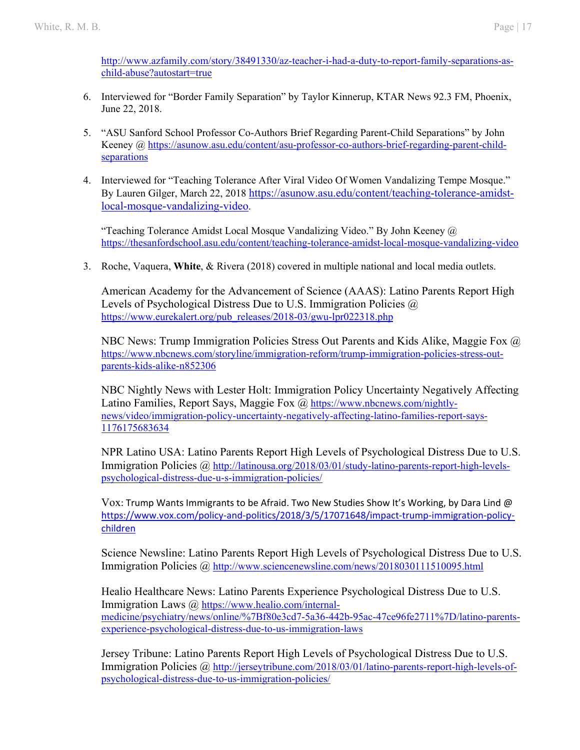http://www.azfamily.com/story/38491330/az-teacher-i-had-a-duty-to-report-family-separations-as-child-abuse?autostart=true

6. Interviewed for "Border Family Separation" by Taylor Kinnerup, KTAR News 92.3 FM, Phoenix, June 22, 2018.

5. "ASU Sanford School Professor Co-Authors Brief Regarding Parent-Child Separations" by John Keeney @ https://asunow.asu.edu/content/asu-professor-co-authors-brief-regarding-parent-child-separations

4. Interviewed for "Teaching Tolerance After Viral Video Of Women Vandalizing Tempe Mosque." By Lauren Gilger, March 22, 2018 https://asunow.asu.edu/content/teaching-tolerance-amidst-local-mosque-vandalizing-video.

   "Teaching Tolerance Amidst Local Mosque Vandalizing Video." By John Keeney @ https://thesanfordschool.asu.edu/content/teaching-tolerance-amidst-local-mosque-vandalizing-video

3. Roche, Vaquera, **White**, & Rivera (2018) covered in multiple national and local media outlets.

   American Academy for the Advancement of Science (AAAS): Latino Parents Report High Levels of Psychological Distress Due to U.S. Immigration Policies @ https://www.eurekalert.org/pub_releases/2018-03/gwu-lpr022318.php

   NBC News: Trump Immigration Policies Stress Out Parents and Kids Alike, Maggie Fox @ https://www.nbcnews.com/storyline/immigration-reform/trump-immigration-policies-stress-out-parents-kids-alike-n852306

   NBC Nightly News with Lester Holt: Immigration Policy Uncertainty Negatively Affecting Latino Families, Report Says, Maggie Fox @ https://www.nbcnews.com/nightly-news/video/immigration-policy-uncertainty-negatively-affecting-latino-families-report-says-1176175683634

   NPR Latino USA: Latino Parents Report High Levels of Psychological Distress Due to U.S. Immigration Policies @ http://latinousa.org/2018/03/01/study-latino-parents-report-high-levels-psychological-distress-due-u-s-immigration-policies/

   Vox: Trump Wants Immigrants to be Afraid. Two New Studies Show It's Working, by Dara Lind @ https://www.vox.com/policy-and-politics/2018/3/5/17071648/impact-trump-immigration-policy-children

   Science Newsline: Latino Parents Report High Levels of Psychological Distress Due to U.S. Immigration Policies @ http://www.sciencenewsline.com/news/2018030111510095.html

   Healio Healthcare News: Latino Parents Experience Psychological Distress Due to U.S. Immigration Laws @ https://www.healio.com/internal-medicine/psychiatry/news/online/%7Bf80e3cd7-5a36-442b-95ac-47ce96fe2711%7D/latino-parents-experience-psychological-distress-due-to-us-immigration-laws

   Jersey Tribune: Latino Parents Report High Levels of Psychological Distress Due to U.S. Immigration Policies @ http://jerseytribune.com/2018/03/01/latino-parents-report-high-levels-of-psychological-distress-due-to-us-immigration-policies/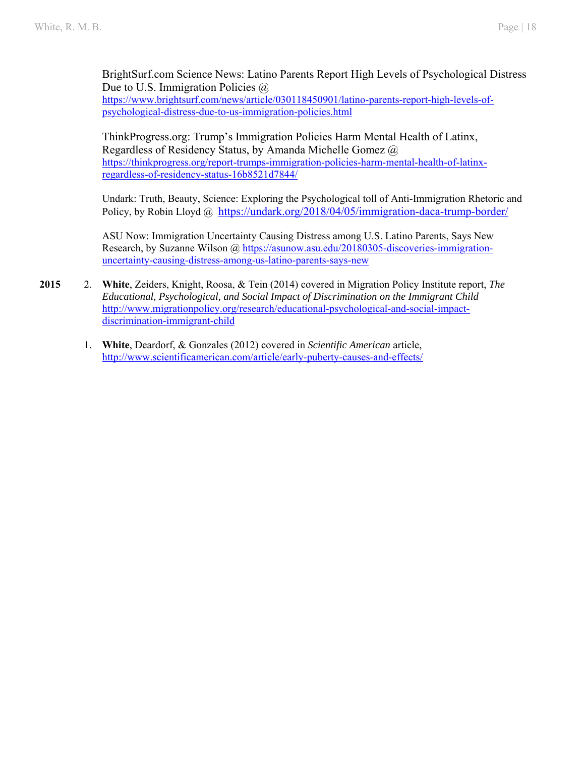BrightSurf.com Science News: Latino Parents Report High Levels of Psychological Distress Due to U.S. Immigration Policies @ https://www.brightsurf.com/news/article/030118450901/latino-parents-report-high-levels-of-psychological-distress-due-to-us-immigration-policies.html

ThinkProgress.org: Trump's Immigration Policies Harm Mental Health of Latinx, Regardless of Residency Status, by Amanda Michelle Gomez @ https://thinkprogress.org/report-trumps-immigration-policies-harm-mental-health-of-latinx-regardless-of-residency-status-16b8521d7844/

Undark: Truth, Beauty, Science: Exploring the Psychological toll of Anti-Immigration Rhetoric and Policy, by Robin Lloyd @ https://undark.org/2018/04/05/immigration-daca-trump-border/

ASU Now: Immigration Uncertainty Causing Distress among U.S. Latino Parents, Says New Research, by Suzanne Wilson @ https://asunow.asu.edu/20180305-discoveries-immigration-uncertainty-causing-distress-among-us-latino-parents-says-new

**2015**

2. **White**, Zeiders, Knight, Roosa, & Tein (2014) covered in Migration Policy Institute report, *The Educational, Psychological, and Social Impact of Discrimination on the Immigrant Child* http://www.migrationpolicy.org/research/educational-psychological-and-social-impact-discrimination-immigrant-child

1. **White**, Deardorf, & Gonzales (2012) covered in *Scientific American* article, http://www.scientificamerican.com/article/early-puberty-causes-and-effects/